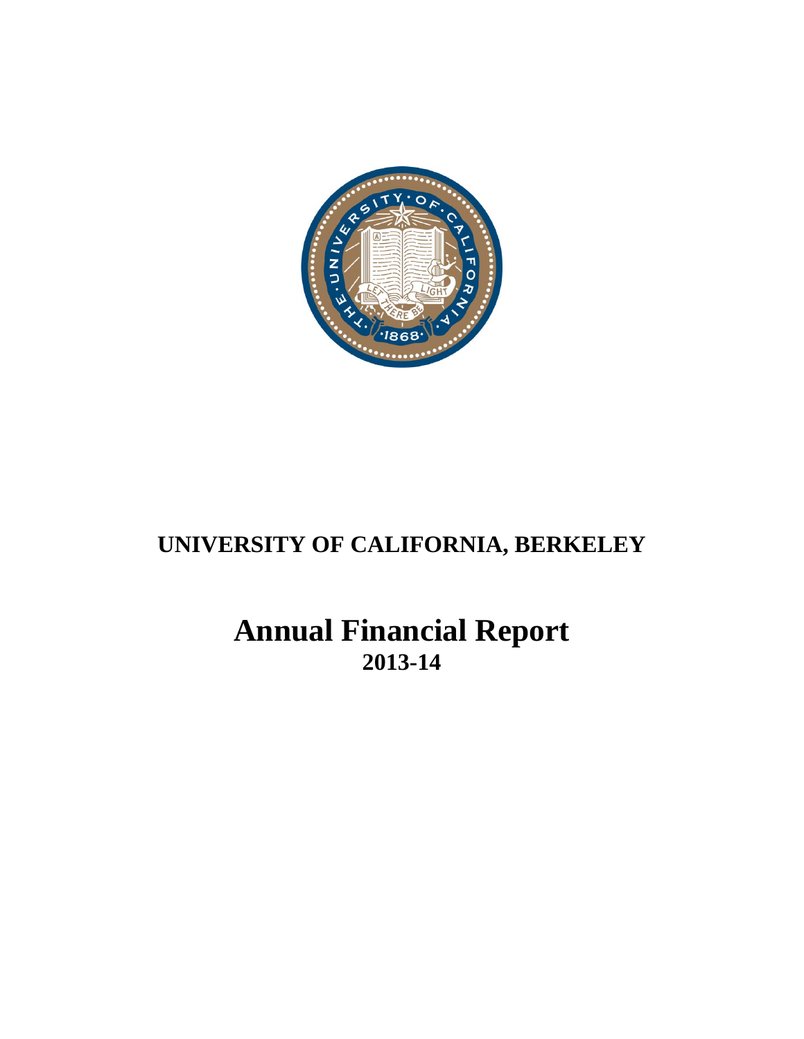# UNIVERSITY OF CALIFORNIA, BERKELEY

# Annual Financial Report

## 2013-14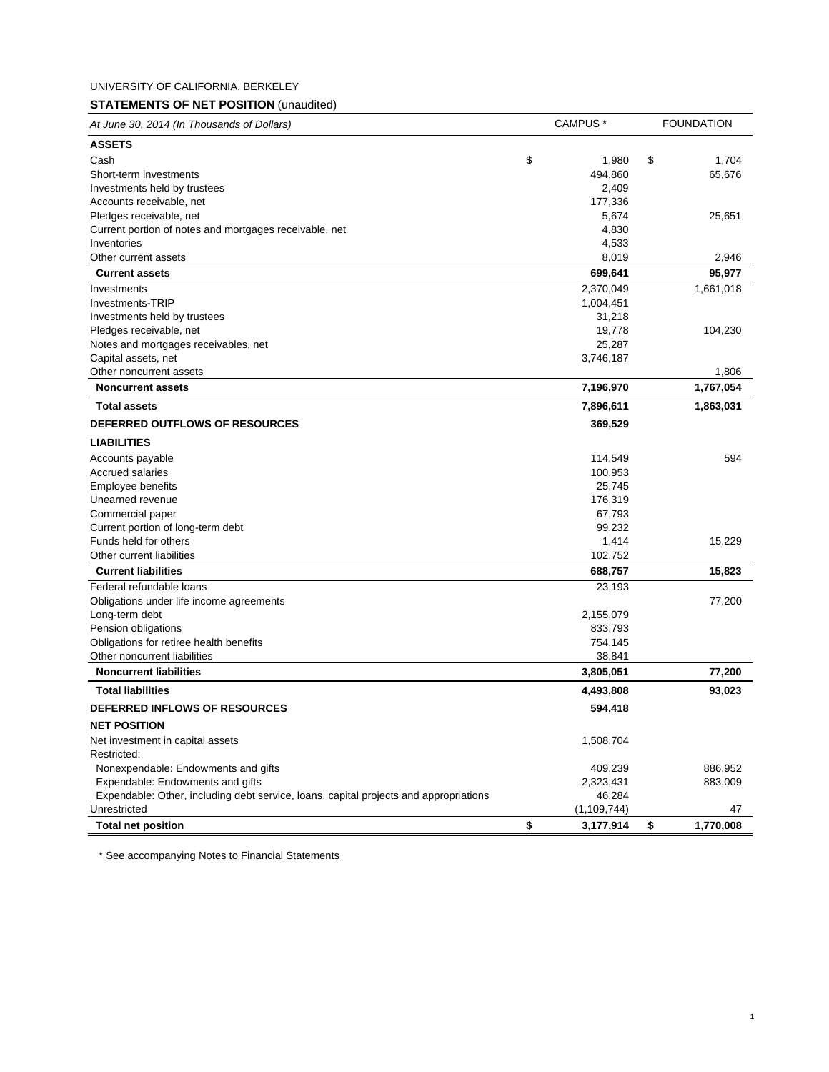UNIVERSITY OF CALIFORNIA, BERKELEY

## **STATEMENTS OF NET POSITION** (unaudited)

| *At June 30, 2014 (In Thousands of Dollars)* | CAMPUS * | FOUNDATION |
|---|---|---|
| **ASSETS** | | |
| Cash | $ 1,980 | $ 1,704 |
| Short-term investments | 494,860 | 65,676 |
| Investments held by trustees | 2,409 | |
| Accounts receivable, net | 177,336 | |
| Pledges receivable, net | 5,674 | 25,651 |
| Current portion of notes and mortgages receivable, net | 4,830 | |
| Inventories | 4,533 | |
| Other current assets | 8,019 | 2,946 |
| **Current assets** | **699,641** | **95,977** |
| Investments | 2,370,049 | 1,661,018 |
| Investments-TRIP | 1,004,451 | |
| Investments held by trustees | 31,218 | |
| Pledges receivable, net | 19,778 | 104,230 |
| Notes and mortgages receivables, net | 25,287 | |
| Capital assets, net | 3,746,187 | |
| Other noncurrent assets | | 1,806 |
| **Noncurrent assets** | **7,196,970** | **1,767,054** |
| **Total assets** | **7,896,611** | **1,863,031** |
| **DEFERRED OUTFLOWS OF RESOURCES** | **369,529** | |
| **LIABILITIES** | | |
| Accounts payable | 114,549 | 594 |
| Accrued salaries | 100,953 | |
| Employee benefits | 25,745 | |
| Unearned revenue | 176,319 | |
| Commercial paper | 67,793 | |
| Current portion of long-term debt | 99,232 | |
| Funds held for others | 1,414 | 15,229 |
| Other current liabilities | 102,752 | |
| **Current liabilities** | **688,757** | **15,823** |
| Federal refundable loans | 23,193 | |
| Obligations under life income agreements | | 77,200 |
| Long-term debt | 2,155,079 | |
| Pension obligations | 833,793 | |
| Obligations for retiree health benefits | 754,145 | |
| Other noncurrent liabilities | 38,841 | |
| **Noncurrent liabilities** | **3,805,051** | **77,200** |
| **Total liabilities** | **4,493,808** | **93,023** |
| **DEFERRED INFLOWS OF RESOURCES** | **594,418** | |
| **NET POSITION** | | |
| Net investment in capital assets | 1,508,704 | |
| Restricted: | | |
| Nonexpendable: Endowments and gifts | 409,239 | 886,952 |
| Expendable: Endowments and gifts | 2,323,431 | 883,009 |
| Expendable: Other, including debt service, loans, capital projects and appropriations | 46,284 | |
| Unrestricted | (1,109,744) | 47 |
| **Total net position** | **$ 3,177,914** | **$ 1,770,008** |

\* See accompanying Notes to Financial Statements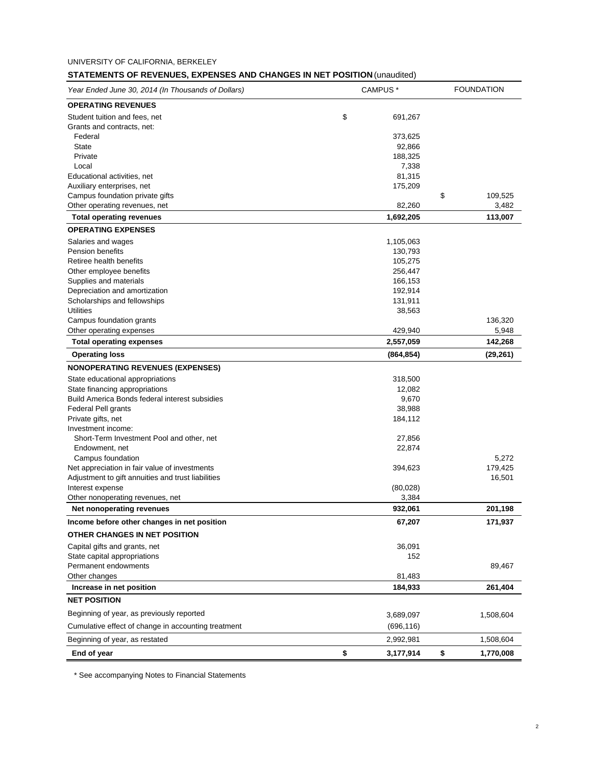UNIVERSITY OF CALIFORNIA, BERKELEY

## STATEMENTS OF REVENUES, EXPENSES AND CHANGES IN NET POSITION (unaudited)

| *Year Ended June 30, 2014 (In Thousands of Dollars)* | CAMPUS * | FOUNDATION |
|---|---|---|
| **OPERATING REVENUES** | | |
| Student tuition and fees, net | $ 691,267 | |
| Grants and contracts, net: | | |
| Federal | 373,625 | |
| State | 92,866 | |
| Private | 188,325 | |
| Local | 7,338 | |
| Educational activities, net | 81,315 | |
| Auxiliary enterprises, net | 175,209 | |
| Campus foundation private gifts | | $ 109,525 |
| Other operating revenues, net | 82,260 | 3,482 |
| **Total operating revenues** | **1,692,205** | **113,007** |
| **OPERATING EXPENSES** | | |
| Salaries and wages | 1,105,063 | |
| Pension benefits | 130,793 | |
| Retiree health benefits | 105,275 | |
| Other employee benefits | 256,447 | |
| Supplies and materials | 166,153 | |
| Depreciation and amortization | 192,914 | |
| Scholarships and fellowships | 131,911 | |
| Utilities | 38,563 | |
| Campus foundation grants | | 136,320 |
| Other operating expenses | 429,940 | 5,948 |
| **Total operating expenses** | **2,557,059** | **142,268** |
| **Operating loss** | **(864,854)** | **(29,261)** |
| **NONOPERATING REVENUES (EXPENSES)** | | |
| State educational appropriations | 318,500 | |
| State financing appropriations | 12,082 | |
| Build America Bonds federal interest subsidies | 9,670 | |
| Federal Pell grants | 38,988 | |
| Private gifts, net | 184,112 | |
| Investment income: | | |
| Short-Term Investment Pool and other, net | 27,856 | |
| Endowment, net | 22,874 | |
| Campus foundation | | 5,272 |
| Net appreciation in fair value of investments | 394,623 | 179,425 |
| Adjustment to gift annuities and trust liabilities | | 16,501 |
| Interest expense | (80,028) | |
| Other nonoperating revenues, net | 3,384 | |
| **Net nonoperating revenues** | **932,061** | **201,198** |
| **Income before other changes in net position** | **67,207** | **171,937** |
| **OTHER CHANGES IN NET POSITION** | | |
| Capital gifts and grants, net | 36,091 | |
| State capital appropriations | 152 | |
| Permanent endowments | | 89,467 |
| Other changes | 81,483 | |
| **Increase in net position** | **184,933** | **261,404** |
| **NET POSITION** | | |
| Beginning of year, as previously reported | 3,689,097 | 1,508,604 |
| Cumulative effect of change in accounting treatment | (696,116) | |
| Beginning of year, as restated | 2,992,981 | 1,508,604 |
| **End of year** | **$ 3,177,914** | **$ 1,770,008** |

\* See accompanying Notes to Financial Statements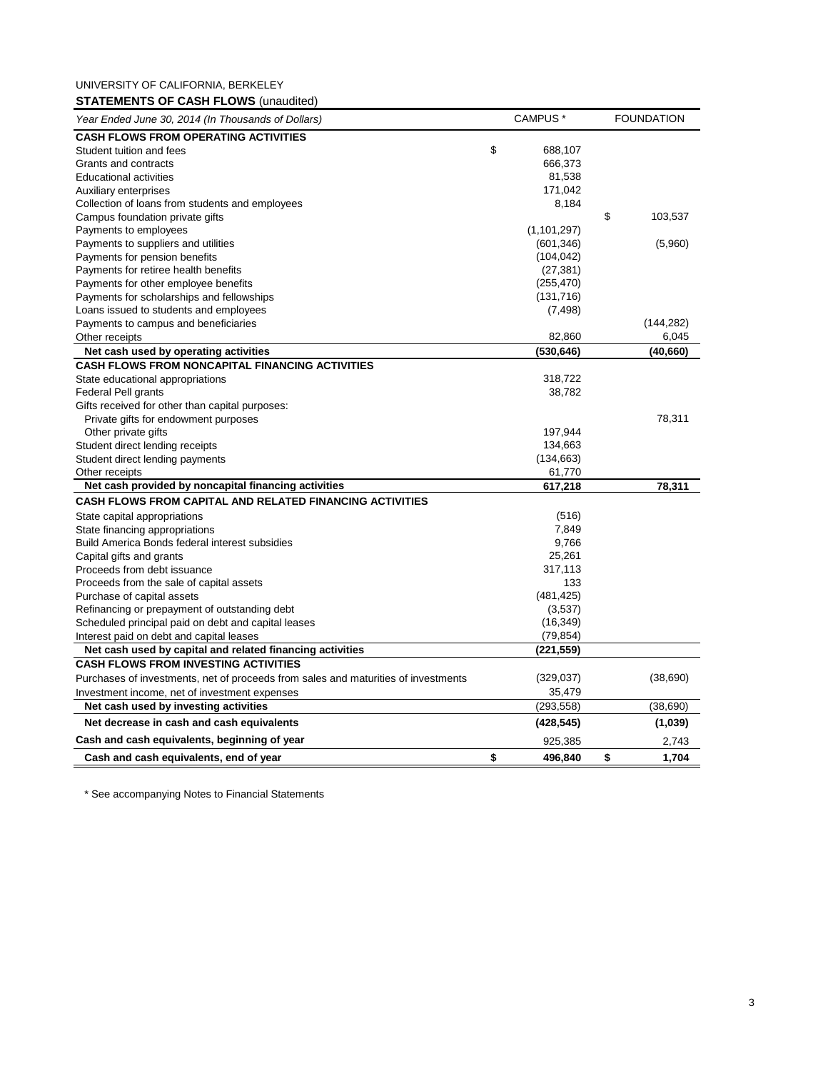UNIVERSITY OF CALIFORNIA, BERKELEY

**STATEMENTS OF CASH FLOWS** (unaudited)

| *Year Ended June 30, 2014 (In Thousands of Dollars)* | CAMPUS * | FOUNDATION |
|---|---|---|
| **CASH FLOWS FROM OPERATING ACTIVITIES** | | |
| Student tuition and fees | $ 688,107 | |
| Grants and contracts | 666,373 | |
| Educational activities | 81,538 | |
| Auxiliary enterprises | 171,042 | |
| Collection of loans from students and employees | 8,184 | |
| Campus foundation private gifts | | $ 103,537 |
| Payments to employees | (1,101,297) | |
| Payments to suppliers and utilities | (601,346) | (5,960) |
| Payments for pension benefits | (104,042) | |
| Payments for retiree health benefits | (27,381) | |
| Payments for other employee benefits | (255,470) | |
| Payments for scholarships and fellowships | (131,716) | |
| Loans issued to students and employees | (7,498) | |
| Payments to campus and beneficiaries | | (144,282) |
| Other receipts | 82,860 | 6,045 |
| **Net cash used by operating activities** | **(530,646)** | **(40,660)** |
| **CASH FLOWS FROM NONCAPITAL FINANCING ACTIVITIES** | | |
| State educational appropriations | 318,722 | |
| Federal Pell grants | 38,782 | |
| Gifts received for other than capital purposes: | | |
| Private gifts for endowment purposes | | 78,311 |
| Other private gifts | 197,944 | |
| Student direct lending receipts | 134,663 | |
| Student direct lending payments | (134,663) | |
| Other receipts | 61,770 | |
| **Net cash provided by noncapital financing activities** | **617,218** | **78,311** |
| **CASH FLOWS FROM CAPITAL AND RELATED FINANCING ACTIVITIES** | | |
| State capital appropriations | (516) | |
| State financing appropriations | 7,849 | |
| Build America Bonds federal interest subsidies | 9,766 | |
| Capital gifts and grants | 25,261 | |
| Proceeds from debt issuance | 317,113 | |
| Proceeds from the sale of capital assets | 133 | |
| Purchase of capital assets | (481,425) | |
| Refinancing or prepayment of outstanding debt | (3,537) | |
| Scheduled principal paid on debt and capital leases | (16,349) | |
| Interest paid on debt and capital leases | (79,854) | |
| **Net cash used by capital and related financing activities** | **(221,559)** | |
| **CASH FLOWS FROM INVESTING ACTIVITIES** | | |
| Purchases of investments, net of proceeds from sales and maturities of investments | (329,037) | (38,690) |
| Investment income, net of investment expenses | 35,479 | |
| **Net cash used by investing activities** | (293,558) | (38,690) |
| **Net decrease in cash and cash equivalents** | **(428,545)** | **(1,039)** |
| **Cash and cash equivalents, beginning of year** | 925,385 | 2,743 |
| **Cash and cash equivalents, end of year** | **$ 496,840** | **$ 1,704** |

* See accompanying Notes to Financial Statements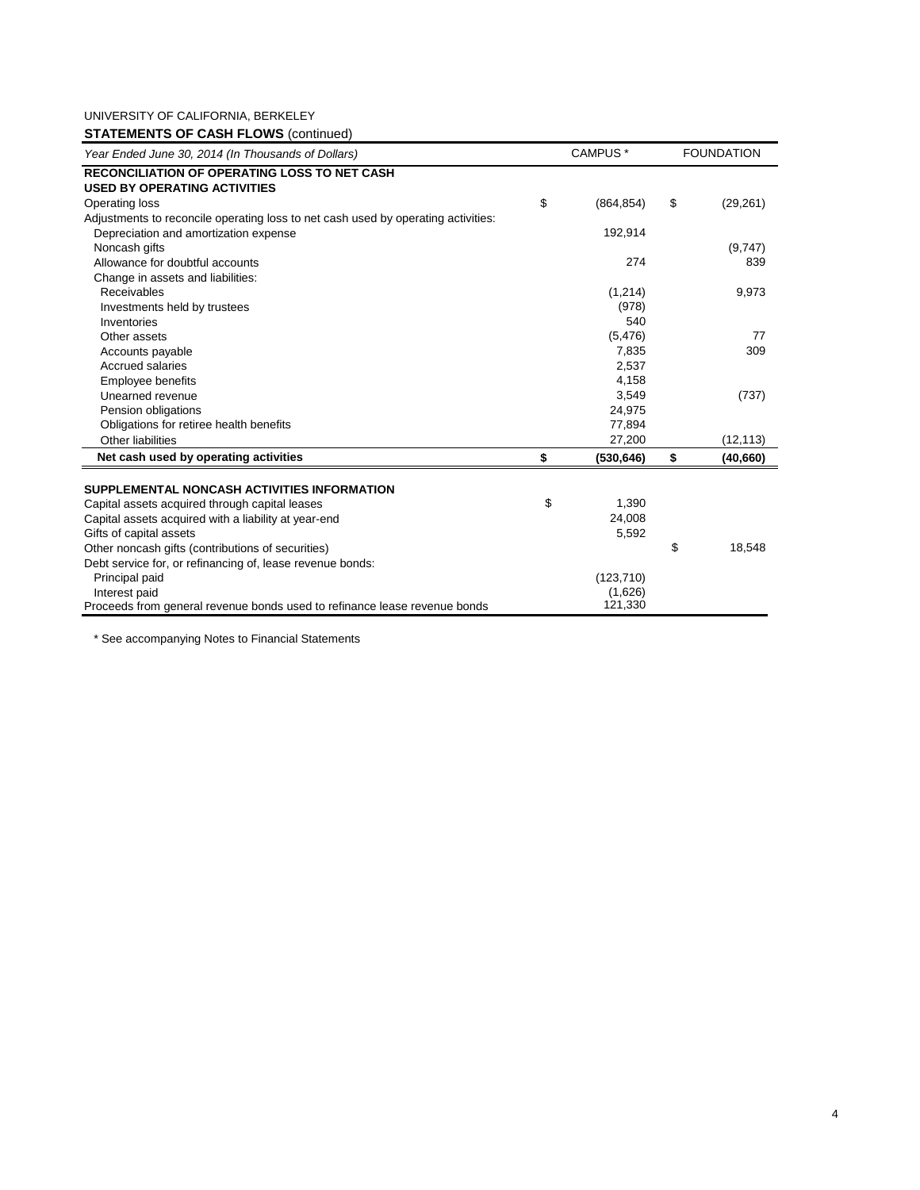UNIVERSITY OF CALIFORNIA, BERKELEY

**STATEMENTS OF CASH FLOWS** (continued)

| *Year Ended June 30, 2014 (In Thousands of Dollars)* | CAMPUS * | FOUNDATION |
|---|---|---|
| **RECONCILIATION OF OPERATING LOSS TO NET CASH USED BY OPERATING ACTIVITIES** | | |
| Operating loss | $ (864,854) | $ (29,261) |
| Adjustments to reconcile operating loss to net cash used by operating activities: | | |
| Depreciation and amortization expense | 192,914 | |
| Noncash gifts | | (9,747) |
| Allowance for doubtful accounts | 274 | 839 |
| Change in assets and liabilities: | | |
| Receivables | (1,214) | 9,973 |
| Investments held by trustees | (978) | |
| Inventories | 540 | |
| Other assets | (5,476) | 77 |
| Accounts payable | 7,835 | 309 |
| Accrued salaries | 2,537 | |
| Employee benefits | 4,158 | |
| Unearned revenue | 3,549 | (737) |
| Pension obligations | 24,975 | |
| Obligations for retiree health benefits | 77,894 | |
| Other liabilities | 27,200 | (12,113) |
| **Net cash used by operating activities** | **$ (530,646)** | **$ (40,660)** |
| | | |
| **SUPPLEMENTAL NONCASH ACTIVITIES INFORMATION** | | |
| Capital assets acquired through capital leases | $ 1,390 | |
| Capital assets acquired with a liability at year-end | 24,008 | |
| Gifts of capital assets | 5,592 | |
| Other noncash gifts (contributions of securities) | | $ 18,548 |
| Debt service for, or refinancing of, lease revenue bonds: | | |
| Principal paid | (123,710) | |
| Interest paid | (1,626) | |
| Proceeds from general revenue bonds used to refinance lease revenue bonds | 121,330 | |

\* See accompanying Notes to Financial Statements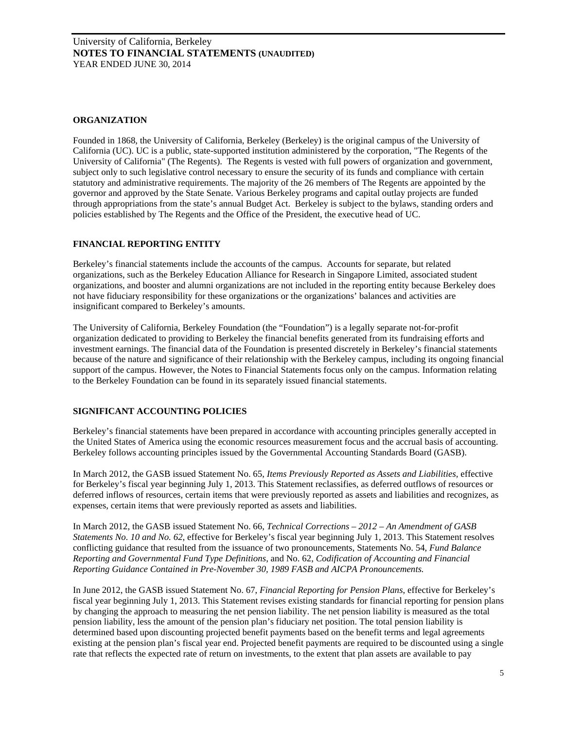## ORGANIZATION

Founded in 1868, the University of California, Berkeley (Berkeley) is the original campus of the University of California (UC). UC is a public, state-supported institution administered by the corporation, "The Regents of the University of California" (The Regents). The Regents is vested with full powers of organization and government, subject only to such legislative control necessary to ensure the security of its funds and compliance with certain statutory and administrative requirements. The majority of the 26 members of The Regents are appointed by the governor and approved by the State Senate. Various Berkeley programs and capital outlay projects are funded through appropriations from the state's annual Budget Act. Berkeley is subject to the bylaws, standing orders and policies established by The Regents and the Office of the President, the executive head of UC.

## FINANCIAL REPORTING ENTITY

Berkeley's financial statements include the accounts of the campus. Accounts for separate, but related organizations, such as the Berkeley Education Alliance for Research in Singapore Limited, associated student organizations, and booster and alumni organizations are not included in the reporting entity because Berkeley does not have fiduciary responsibility for these organizations or the organizations' balances and activities are insignificant compared to Berkeley's amounts.

The University of California, Berkeley Foundation (the "Foundation") is a legally separate not-for-profit organization dedicated to providing to Berkeley the financial benefits generated from its fundraising efforts and investment earnings. The financial data of the Foundation is presented discretely in Berkeley's financial statements because of the nature and significance of their relationship with the Berkeley campus, including its ongoing financial support of the campus. However, the Notes to Financial Statements focus only on the campus. Information relating to the Berkeley Foundation can be found in its separately issued financial statements.

## SIGNIFICANT ACCOUNTING POLICIES

Berkeley's financial statements have been prepared in accordance with accounting principles generally accepted in the United States of America using the economic resources measurement focus and the accrual basis of accounting. Berkeley follows accounting principles issued by the Governmental Accounting Standards Board (GASB).

In March 2012, the GASB issued Statement No. 65, *Items Previously Reported as Assets and Liabilities*, effective for Berkeley's fiscal year beginning July 1, 2013. This Statement reclassifies, as deferred outflows of resources or deferred inflows of resources, certain items that were previously reported as assets and liabilities and recognizes, as expenses, certain items that were previously reported as assets and liabilities.

In March 2012, the GASB issued Statement No. 66, *Technical Corrections – 2012 – An Amendment of GASB Statements No. 10 and No. 62*, effective for Berkeley's fiscal year beginning July 1, 2013. This Statement resolves conflicting guidance that resulted from the issuance of two pronouncements, Statements No. 54, *Fund Balance Reporting and Governmental Fund Type Definitions*, and No. 62, *Codification of Accounting and Financial Reporting Guidance Contained in Pre-November 30, 1989 FASB and AICPA Pronouncements.*

In June 2012, the GASB issued Statement No. 67, *Financial Reporting for Pension Plans*, effective for Berkeley's fiscal year beginning July 1, 2013. This Statement revises existing standards for financial reporting for pension plans by changing the approach to measuring the net pension liability. The net pension liability is measured as the total pension liability, less the amount of the pension plan's fiduciary net position. The total pension liability is determined based upon discounting projected benefit payments based on the benefit terms and legal agreements existing at the pension plan's fiscal year end. Projected benefit payments are required to be discounted using a single rate that reflects the expected rate of return on investments, to the extent that plan assets are available to pay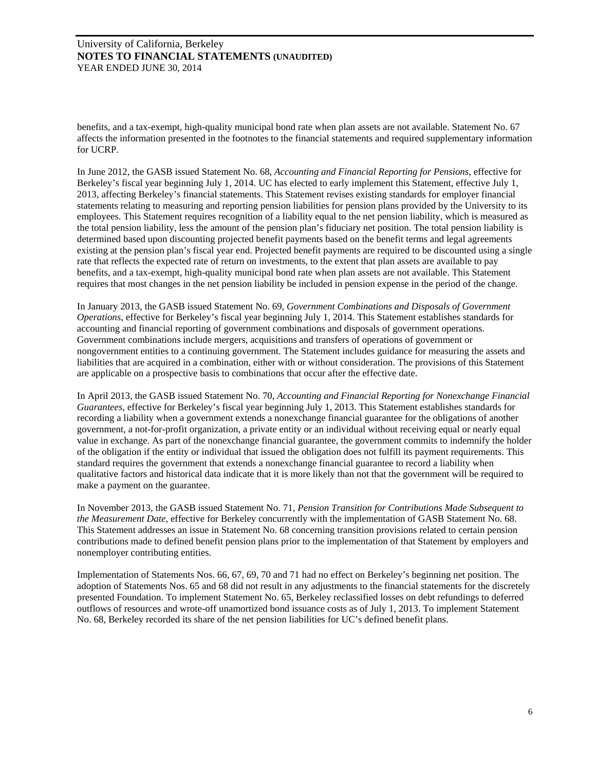benefits, and a tax-exempt, high-quality municipal bond rate when plan assets are not available. Statement No. 67 affects the information presented in the footnotes to the financial statements and required supplementary information for UCRP.

In June 2012, the GASB issued Statement No. 68, *Accounting and Financial Reporting for Pensions*, effective for Berkeley's fiscal year beginning July 1, 2014. UC has elected to early implement this Statement, effective July 1, 2013, affecting Berkeley's financial statements. This Statement revises existing standards for employer financial statements relating to measuring and reporting pension liabilities for pension plans provided by the University to its employees. This Statement requires recognition of a liability equal to the net pension liability, which is measured as the total pension liability, less the amount of the pension plan's fiduciary net position. The total pension liability is determined based upon discounting projected benefit payments based on the benefit terms and legal agreements existing at the pension plan's fiscal year end. Projected benefit payments are required to be discounted using a single rate that reflects the expected rate of return on investments, to the extent that plan assets are available to pay benefits, and a tax-exempt, high-quality municipal bond rate when plan assets are not available. This Statement requires that most changes in the net pension liability be included in pension expense in the period of the change.

In January 2013, the GASB issued Statement No. 69, *Government Combinations and Disposals of Government Operations*, effective for Berkeley's fiscal year beginning July 1, 2014. This Statement establishes standards for accounting and financial reporting of government combinations and disposals of government operations. Government combinations include mergers, acquisitions and transfers of operations of government or nongovernment entities to a continuing government. The Statement includes guidance for measuring the assets and liabilities that are acquired in a combination, either with or without consideration. The provisions of this Statement are applicable on a prospective basis to combinations that occur after the effective date.

In April 2013, the GASB issued Statement No. 70, *Accounting and Financial Reporting for Nonexchange Financial Guarantees*, effective for Berkeley's fiscal year beginning July 1, 2013. This Statement establishes standards for recording a liability when a government extends a nonexchange financial guarantee for the obligations of another government, a not-for-profit organization, a private entity or an individual without receiving equal or nearly equal value in exchange. As part of the nonexchange financial guarantee, the government commits to indemnify the holder of the obligation if the entity or individual that issued the obligation does not fulfill its payment requirements. This standard requires the government that extends a nonexchange financial guarantee to record a liability when qualitative factors and historical data indicate that it is more likely than not that the government will be required to make a payment on the guarantee.

In November 2013, the GASB issued Statement No. 71, *Pension Transition for Contributions Made Subsequent to the Measurement Date*, effective for Berkeley concurrently with the implementation of GASB Statement No. 68. This Statement addresses an issue in Statement No. 68 concerning transition provisions related to certain pension contributions made to defined benefit pension plans prior to the implementation of that Statement by employers and nonemployer contributing entities.

Implementation of Statements Nos. 66, 67, 69, 70 and 71 had no effect on Berkeley's beginning net position. The adoption of Statements Nos. 65 and 68 did not result in any adjustments to the financial statements for the discretely presented Foundation. To implement Statement No. 65, Berkeley reclassified losses on debt refundings to deferred outflows of resources and wrote-off unamortized bond issuance costs as of July 1, 2013. To implement Statement No. 68, Berkeley recorded its share of the net pension liabilities for UC's defined benefit plans.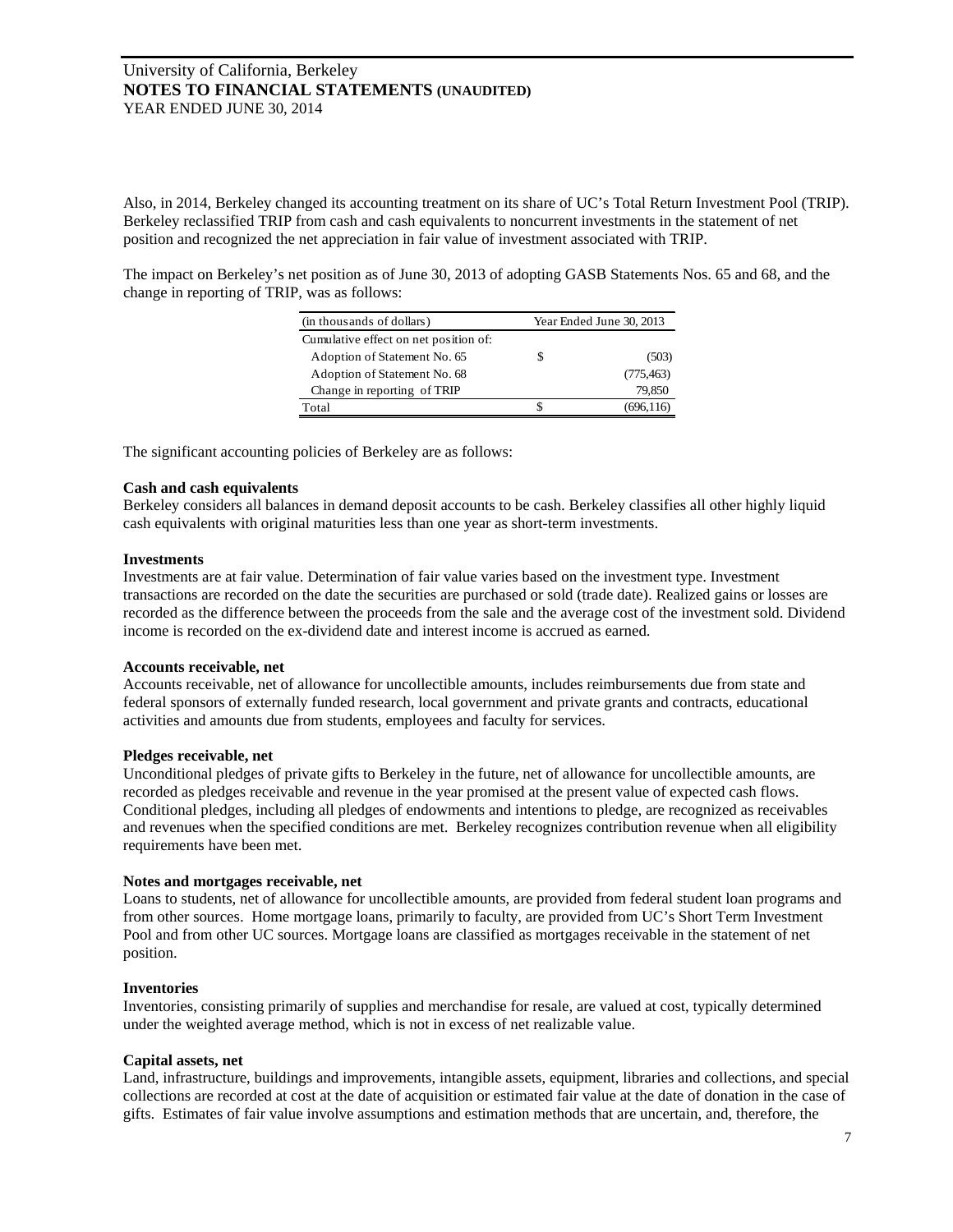Also, in 2014, Berkeley changed its accounting treatment on its share of UC's Total Return Investment Pool (TRIP). Berkeley reclassified TRIP from cash and cash equivalents to noncurrent investments in the statement of net position and recognized the net appreciation in fair value of investment associated with TRIP.

The impact on Berkeley's net position as of June 30, 2013 of adopting GASB Statements Nos. 65 and 68, and the change in reporting of TRIP, was as follows:

| (in thousands of dollars) | Year Ended June 30, 2013 |
|---|---|
| Cumulative effect on net position of: | |
| Adoption of Statement No. 65 | $ (503) |
| Adoption of Statement No. 68 | (775,463) |
| Change in reporting of TRIP | 79,850 |
| Total | $ (696,116) |

The significant accounting policies of Berkeley are as follows:

**Cash and cash equivalents**
Berkeley considers all balances in demand deposit accounts to be cash. Berkeley classifies all other highly liquid cash equivalents with original maturities less than one year as short-term investments.

**Investments**
Investments are at fair value. Determination of fair value varies based on the investment type. Investment transactions are recorded on the date the securities are purchased or sold (trade date). Realized gains or losses are recorded as the difference between the proceeds from the sale and the average cost of the investment sold. Dividend income is recorded on the ex-dividend date and interest income is accrued as earned.

**Accounts receivable, net**
Accounts receivable, net of allowance for uncollectible amounts, includes reimbursements due from state and federal sponsors of externally funded research, local government and private grants and contracts, educational activities and amounts due from students, employees and faculty for services.

**Pledges receivable, net**
Unconditional pledges of private gifts to Berkeley in the future, net of allowance for uncollectible amounts, are recorded as pledges receivable and revenue in the year promised at the present value of expected cash flows. Conditional pledges, including all pledges of endowments and intentions to pledge, are recognized as receivables and revenues when the specified conditions are met. Berkeley recognizes contribution revenue when all eligibility requirements have been met.

**Notes and mortgages receivable, net**
Loans to students, net of allowance for uncollectible amounts, are provided from federal student loan programs and from other sources. Home mortgage loans, primarily to faculty, are provided from UC's Short Term Investment Pool and from other UC sources. Mortgage loans are classified as mortgages receivable in the statement of net position.

**Inventories**
Inventories, consisting primarily of supplies and merchandise for resale, are valued at cost, typically determined under the weighted average method, which is not in excess of net realizable value.

**Capital assets, net**
Land, infrastructure, buildings and improvements, intangible assets, equipment, libraries and collections, and special collections are recorded at cost at the date of acquisition or estimated fair value at the date of donation in the case of gifts. Estimates of fair value involve assumptions and estimation methods that are uncertain, and, therefore, the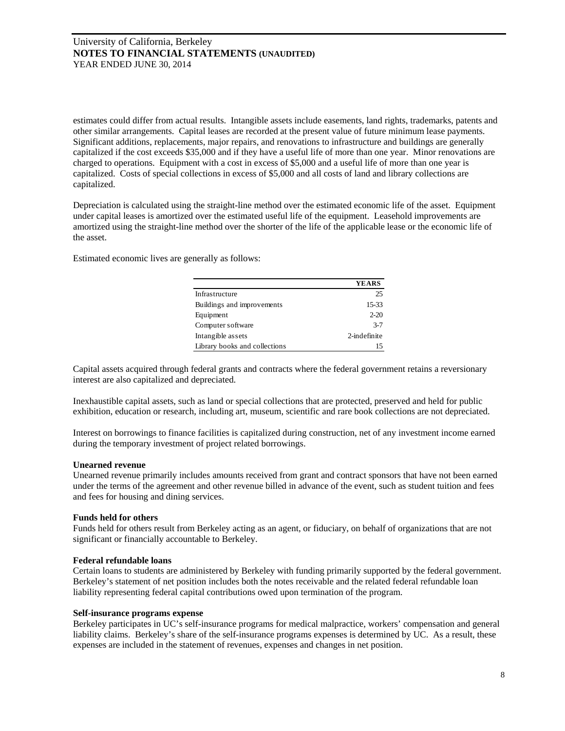estimates could differ from actual results. Intangible assets include easements, land rights, trademarks, patents and other similar arrangements. Capital leases are recorded at the present value of future minimum lease payments. Significant additions, replacements, major repairs, and renovations to infrastructure and buildings are generally capitalized if the cost exceeds $35,000 and if they have a useful life of more than one year. Minor renovations are charged to operations. Equipment with a cost in excess of $5,000 and a useful life of more than one year is capitalized. Costs of special collections in excess of $5,000 and all costs of land and library collections are capitalized.

Depreciation is calculated using the straight-line method over the estimated economic life of the asset. Equipment under capital leases is amortized over the estimated useful life of the equipment. Leasehold improvements are amortized using the straight-line method over the shorter of the life of the applicable lease or the economic life of the asset.

Estimated economic lives are generally as follows:

| | YEARS |
|---|---|
| Infrastructure | 25 |
| Buildings and improvements | 15-33 |
| Equipment | 2-20 |
| Computer software | 3-7 |
| Intangible assets | 2-indefinite |
| Library books and collections | 15 |

Capital assets acquired through federal grants and contracts where the federal government retains a reversionary interest are also capitalized and depreciated.

Inexhaustible capital assets, such as land or special collections that are protected, preserved and held for public exhibition, education or research, including art, museum, scientific and rare book collections are not depreciated.

Interest on borrowings to finance facilities is capitalized during construction, net of any investment income earned during the temporary investment of project related borrowings.

**Unearned revenue**

Unearned revenue primarily includes amounts received from grant and contract sponsors that have not been earned under the terms of the agreement and other revenue billed in advance of the event, such as student tuition and fees and fees for housing and dining services.

**Funds held for others**

Funds held for others result from Berkeley acting as an agent, or fiduciary, on behalf of organizations that are not significant or financially accountable to Berkeley.

**Federal refundable loans**

Certain loans to students are administered by Berkeley with funding primarily supported by the federal government. Berkeley's statement of net position includes both the notes receivable and the related federal refundable loan liability representing federal capital contributions owed upon termination of the program.

**Self-insurance programs expense**

Berkeley participates in UC's self-insurance programs for medical malpractice, workers' compensation and general liability claims. Berkeley's share of the self-insurance programs expenses is determined by UC. As a result, these expenses are included in the statement of revenues, expenses and changes in net position.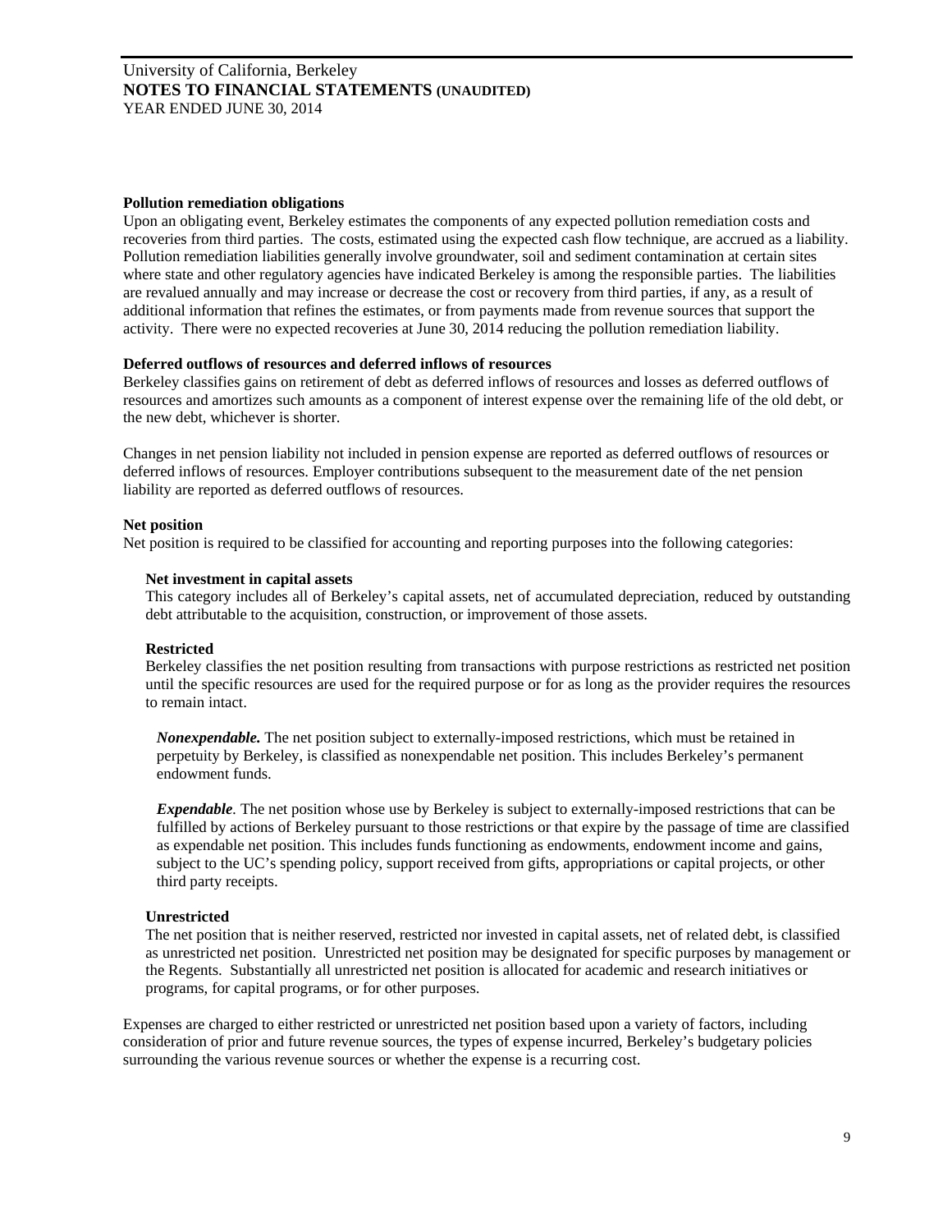### Pollution remediation obligations

Upon an obligating event, Berkeley estimates the components of any expected pollution remediation costs and recoveries from third parties. The costs, estimated using the expected cash flow technique, are accrued as a liability. Pollution remediation liabilities generally involve groundwater, soil and sediment contamination at certain sites where state and other regulatory agencies have indicated Berkeley is among the responsible parties. The liabilities are revalued annually and may increase or decrease the cost or recovery from third parties, if any, as a result of additional information that refines the estimates, or from payments made from revenue sources that support the activity. There were no expected recoveries at June 30, 2014 reducing the pollution remediation liability.

### Deferred outflows of resources and deferred inflows of resources

Berkeley classifies gains on retirement of debt as deferred inflows of resources and losses as deferred outflows of resources and amortizes such amounts as a component of interest expense over the remaining life of the old debt, or the new debt, whichever is shorter.

Changes in net pension liability not included in pension expense are reported as deferred outflows of resources or deferred inflows of resources. Employer contributions subsequent to the measurement date of the net pension liability are reported as deferred outflows of resources.

### Net position

Net position is required to be classified for accounting and reporting purposes into the following categories:

#### Net investment in capital assets

This category includes all of Berkeley's capital assets, net of accumulated depreciation, reduced by outstanding debt attributable to the acquisition, construction, or improvement of those assets.

#### Restricted

Berkeley classifies the net position resulting from transactions with purpose restrictions as restricted net position until the specific resources are used for the required purpose or for as long as the provider requires the resources to remain intact.

***Nonexpendable.*** The net position subject to externally-imposed restrictions, which must be retained in perpetuity by Berkeley, is classified as nonexpendable net position. This includes Berkeley's permanent endowment funds.

***Expendable**.* The net position whose use by Berkeley is subject to externally-imposed restrictions that can be fulfilled by actions of Berkeley pursuant to those restrictions or that expire by the passage of time are classified as expendable net position. This includes funds functioning as endowments, endowment income and gains, subject to the UC's spending policy, support received from gifts, appropriations or capital projects, or other third party receipts.

#### Unrestricted

The net position that is neither reserved, restricted nor invested in capital assets, net of related debt, is classified as unrestricted net position. Unrestricted net position may be designated for specific purposes by management or the Regents. Substantially all unrestricted net position is allocated for academic and research initiatives or programs, for capital programs, or for other purposes.

Expenses are charged to either restricted or unrestricted net position based upon a variety of factors, including consideration of prior and future revenue sources, the types of expense incurred, Berkeley's budgetary policies surrounding the various revenue sources or whether the expense is a recurring cost.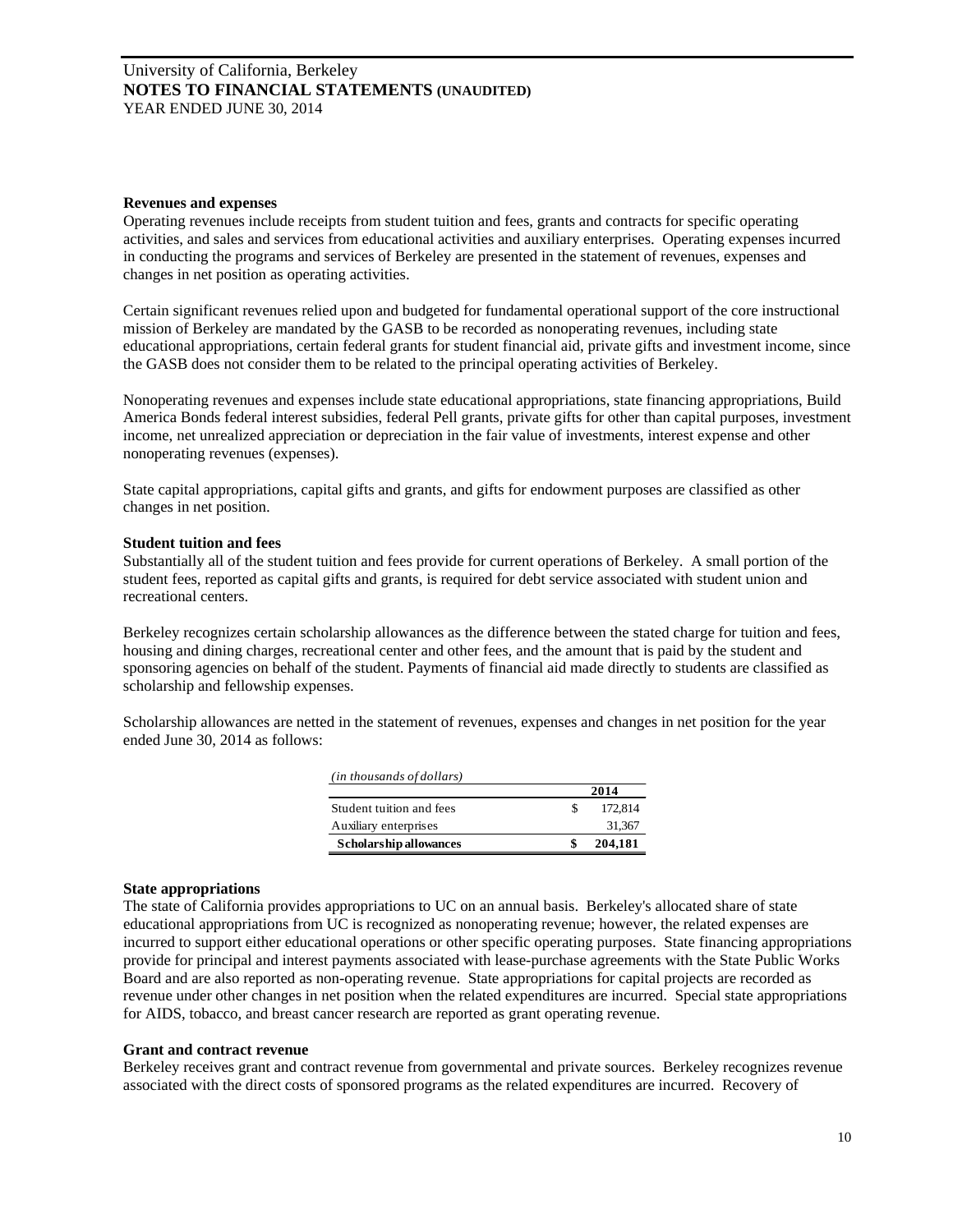**Revenues and expenses**

Operating revenues include receipts from student tuition and fees, grants and contracts for specific operating activities, and sales and services from educational activities and auxiliary enterprises. Operating expenses incurred in conducting the programs and services of Berkeley are presented in the statement of revenues, expenses and changes in net position as operating activities.

Certain significant revenues relied upon and budgeted for fundamental operational support of the core instructional mission of Berkeley are mandated by the GASB to be recorded as nonoperating revenues, including state educational appropriations, certain federal grants for student financial aid, private gifts and investment income, since the GASB does not consider them to be related to the principal operating activities of Berkeley.

Nonoperating revenues and expenses include state educational appropriations, state financing appropriations, Build America Bonds federal interest subsidies, federal Pell grants, private gifts for other than capital purposes, investment income, net unrealized appreciation or depreciation in the fair value of investments, interest expense and other nonoperating revenues (expenses).

State capital appropriations, capital gifts and grants, and gifts for endowment purposes are classified as other changes in net position.

**Student tuition and fees**

Substantially all of the student tuition and fees provide for current operations of Berkeley. A small portion of the student fees, reported as capital gifts and grants, is required for debt service associated with student union and recreational centers.

Berkeley recognizes certain scholarship allowances as the difference between the stated charge for tuition and fees, housing and dining charges, recreational center and other fees, and the amount that is paid by the student and sponsoring agencies on behalf of the student. Payments of financial aid made directly to students are classified as scholarship and fellowship expenses.

Scholarship allowances are netted in the statement of revenues, expenses and changes in net position for the year ended June 30, 2014 as follows:

| *(in thousands of dollars)* | 2014 |
|---|---|
| Student tuition and fees | $ 172,814 |
| Auxiliary enterprises | 31,367 |
| **Scholarship allowances** | **$ 204,181** |

**State appropriations**

The state of California provides appropriations to UC on an annual basis. Berkeley's allocated share of state educational appropriations from UC is recognized as nonoperating revenue; however, the related expenses are incurred to support either educational operations or other specific operating purposes. State financing appropriations provide for principal and interest payments associated with lease-purchase agreements with the State Public Works Board and are also reported as non-operating revenue. State appropriations for capital projects are recorded as revenue under other changes in net position when the related expenditures are incurred. Special state appropriations for AIDS, tobacco, and breast cancer research are reported as grant operating revenue.

**Grant and contract revenue**

Berkeley receives grant and contract revenue from governmental and private sources. Berkeley recognizes revenue associated with the direct costs of sponsored programs as the related expenditures are incurred. Recovery of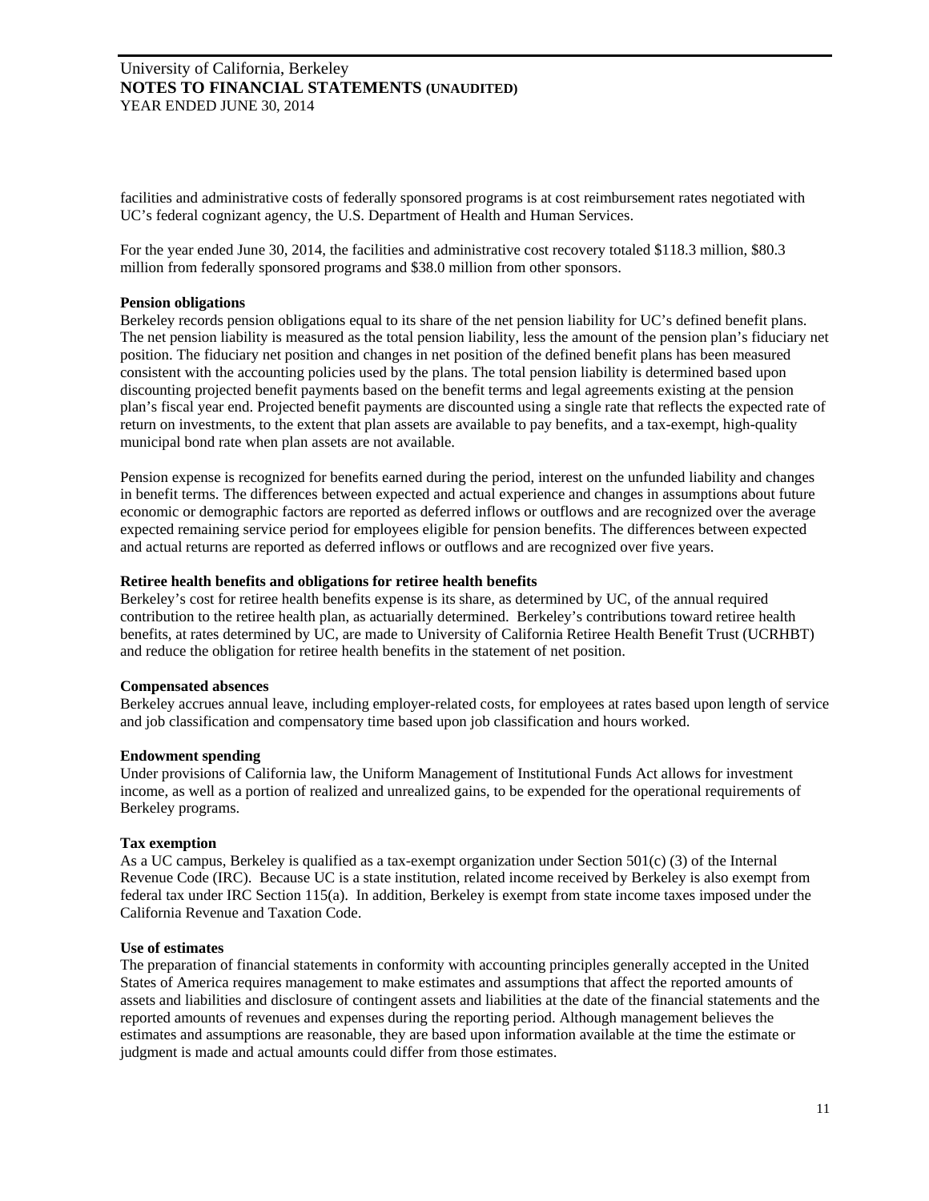facilities and administrative costs of federally sponsored programs is at cost reimbursement rates negotiated with UC's federal cognizant agency, the U.S. Department of Health and Human Services.

For the year ended June 30, 2014, the facilities and administrative cost recovery totaled \$118.3 million, \$80.3 million from federally sponsored programs and \$38.0 million from other sponsors.

**Pension obligations**

Berkeley records pension obligations equal to its share of the net pension liability for UC's defined benefit plans. The net pension liability is measured as the total pension liability, less the amount of the pension plan's fiduciary net position. The fiduciary net position and changes in net position of the defined benefit plans has been measured consistent with the accounting policies used by the plans. The total pension liability is determined based upon discounting projected benefit payments based on the benefit terms and legal agreements existing at the pension plan's fiscal year end. Projected benefit payments are discounted using a single rate that reflects the expected rate of return on investments, to the extent that plan assets are available to pay benefits, and a tax-exempt, high-quality municipal bond rate when plan assets are not available.

Pension expense is recognized for benefits earned during the period, interest on the unfunded liability and changes in benefit terms. The differences between expected and actual experience and changes in assumptions about future economic or demographic factors are reported as deferred inflows or outflows and are recognized over the average expected remaining service period for employees eligible for pension benefits. The differences between expected and actual returns are reported as deferred inflows or outflows and are recognized over five years.

**Retiree health benefits and obligations for retiree health benefits**

Berkeley's cost for retiree health benefits expense is its share, as determined by UC, of the annual required contribution to the retiree health plan, as actuarially determined. Berkeley's contributions toward retiree health benefits, at rates determined by UC, are made to University of California Retiree Health Benefit Trust (UCRHBT) and reduce the obligation for retiree health benefits in the statement of net position.

**Compensated absences**

Berkeley accrues annual leave, including employer-related costs, for employees at rates based upon length of service and job classification and compensatory time based upon job classification and hours worked.

**Endowment spending**

Under provisions of California law, the Uniform Management of Institutional Funds Act allows for investment income, as well as a portion of realized and unrealized gains, to be expended for the operational requirements of Berkeley programs.

**Tax exemption**

As a UC campus, Berkeley is qualified as a tax-exempt organization under Section 501(c) (3) of the Internal Revenue Code (IRC). Because UC is a state institution, related income received by Berkeley is also exempt from federal tax under IRC Section 115(a). In addition, Berkeley is exempt from state income taxes imposed under the California Revenue and Taxation Code.

**Use of estimates**

The preparation of financial statements in conformity with accounting principles generally accepted in the United States of America requires management to make estimates and assumptions that affect the reported amounts of assets and liabilities and disclosure of contingent assets and liabilities at the date of the financial statements and the reported amounts of revenues and expenses during the reporting period. Although management believes the estimates and assumptions are reasonable, they are based upon information available at the time the estimate or judgment is made and actual amounts could differ from those estimates.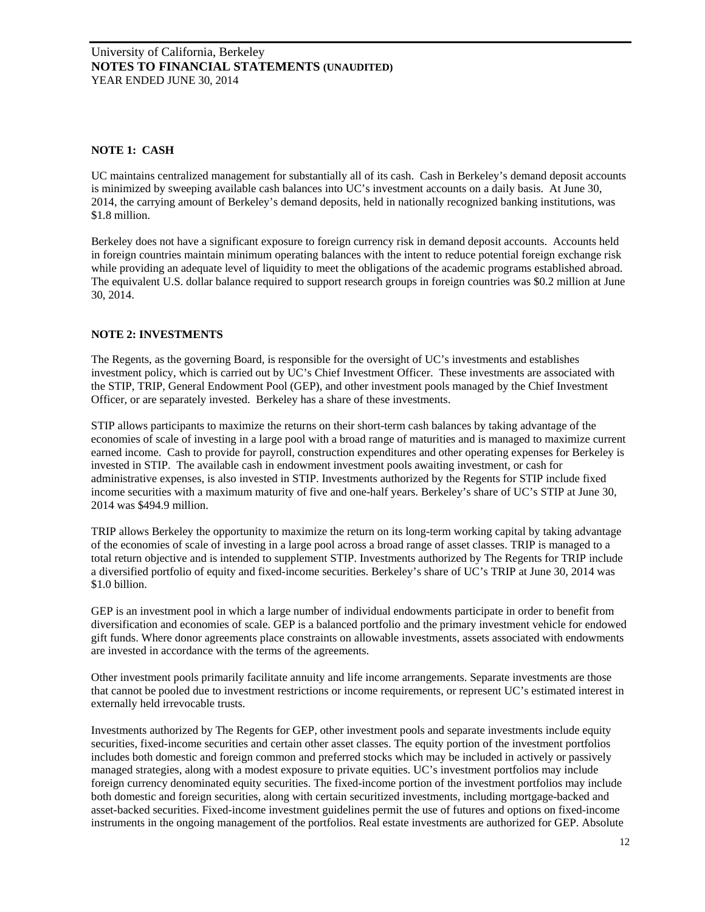## NOTE 1: CASH

UC maintains centralized management for substantially all of its cash. Cash in Berkeley's demand deposit accounts is minimized by sweeping available cash balances into UC's investment accounts on a daily basis. At June 30, 2014, the carrying amount of Berkeley's demand deposits, held in nationally recognized banking institutions, was $1.8 million.

Berkeley does not have a significant exposure to foreign currency risk in demand deposit accounts. Accounts held in foreign countries maintain minimum operating balances with the intent to reduce potential foreign exchange risk while providing an adequate level of liquidity to meet the obligations of the academic programs established abroad. The equivalent U.S. dollar balance required to support research groups in foreign countries was $0.2 million at June 30, 2014.

## NOTE 2: INVESTMENTS

The Regents, as the governing Board, is responsible for the oversight of UC's investments and establishes investment policy, which is carried out by UC's Chief Investment Officer. These investments are associated with the STIP, TRIP, General Endowment Pool (GEP), and other investment pools managed by the Chief Investment Officer, or are separately invested. Berkeley has a share of these investments.

STIP allows participants to maximize the returns on their short-term cash balances by taking advantage of the economies of scale of investing in a large pool with a broad range of maturities and is managed to maximize current earned income. Cash to provide for payroll, construction expenditures and other operating expenses for Berkeley is invested in STIP. The available cash in endowment investment pools awaiting investment, or cash for administrative expenses, is also invested in STIP. Investments authorized by the Regents for STIP include fixed income securities with a maximum maturity of five and one-half years. Berkeley's share of UC's STIP at June 30, 2014 was $494.9 million.

TRIP allows Berkeley the opportunity to maximize the return on its long-term working capital by taking advantage of the economies of scale of investing in a large pool across a broad range of asset classes. TRIP is managed to a total return objective and is intended to supplement STIP. Investments authorized by The Regents for TRIP include a diversified portfolio of equity and fixed-income securities. Berkeley's share of UC's TRIP at June 30, 2014 was $1.0 billion.

GEP is an investment pool in which a large number of individual endowments participate in order to benefit from diversification and economies of scale. GEP is a balanced portfolio and the primary investment vehicle for endowed gift funds. Where donor agreements place constraints on allowable investments, assets associated with endowments are invested in accordance with the terms of the agreements.

Other investment pools primarily facilitate annuity and life income arrangements. Separate investments are those that cannot be pooled due to investment restrictions or income requirements, or represent UC's estimated interest in externally held irrevocable trusts.

Investments authorized by The Regents for GEP, other investment pools and separate investments include equity securities, fixed-income securities and certain other asset classes. The equity portion of the investment portfolios includes both domestic and foreign common and preferred stocks which may be included in actively or passively managed strategies, along with a modest exposure to private equities. UC's investment portfolios may include foreign currency denominated equity securities. The fixed-income portion of the investment portfolios may include both domestic and foreign securities, along with certain securitized investments, including mortgage-backed and asset-backed securities. Fixed-income investment guidelines permit the use of futures and options on fixed-income instruments in the ongoing management of the portfolios. Real estate investments are authorized for GEP. Absolute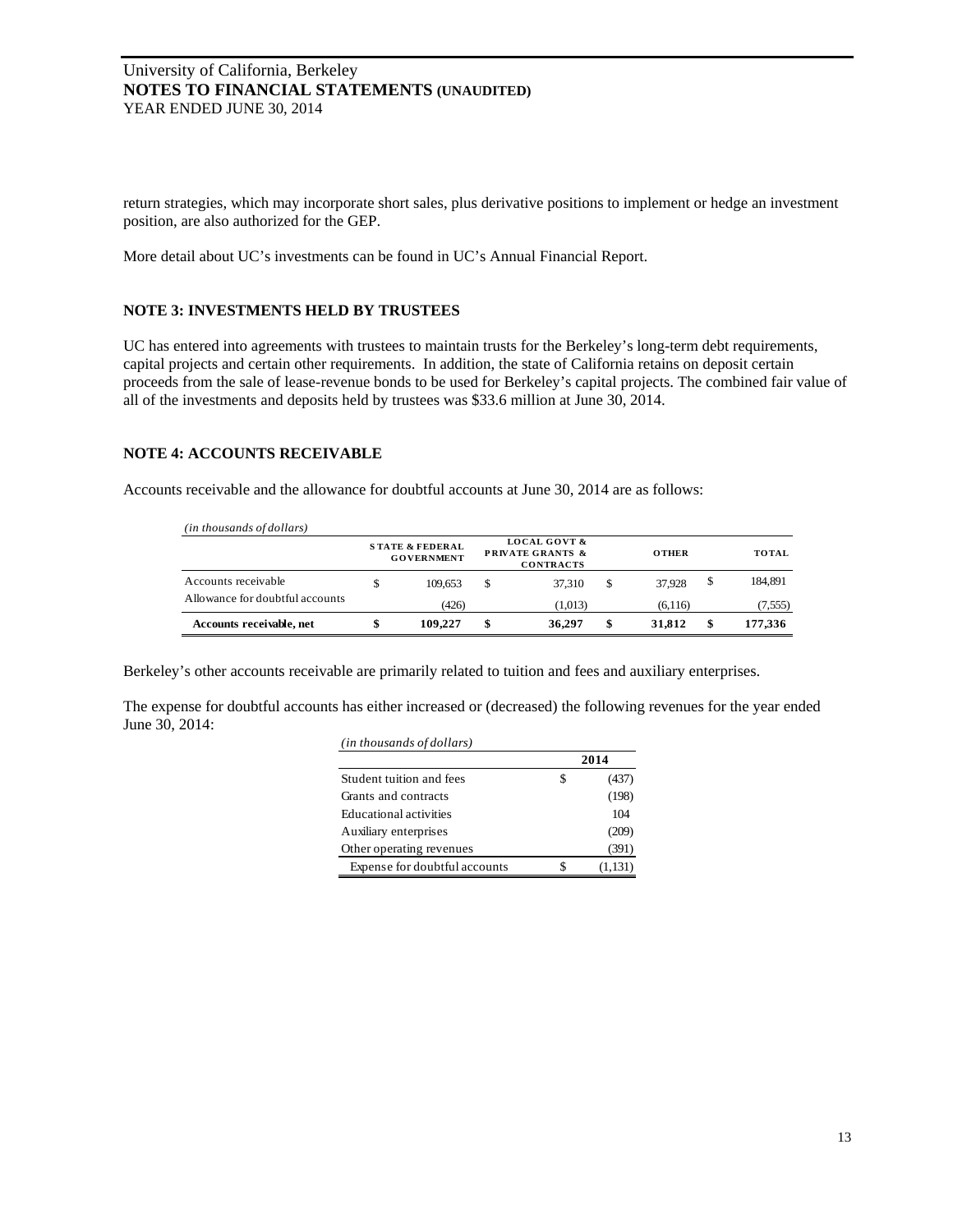return strategies, which may incorporate short sales, plus derivative positions to implement or hedge an investment position, are also authorized for the GEP.

More detail about UC's investments can be found in UC's Annual Financial Report.

## NOTE 3: INVESTMENTS HELD BY TRUSTEES

UC has entered into agreements with trustees to maintain trusts for the Berkeley's long-term debt requirements, capital projects and certain other requirements. In addition, the state of California retains on deposit certain proceeds from the sale of lease-revenue bonds to be used for Berkeley's capital projects. The combined fair value of all of the investments and deposits held by trustees was $33.6 million at June 30, 2014.

## NOTE 4: ACCOUNTS RECEIVABLE

Accounts receivable and the allowance for doubtful accounts at June 30, 2014 are as follows:

*(in thousands of dollars)*

| | STATE & FEDERAL GOVERNMENT | LOCAL GOVT & PRIVATE GRANTS & CONTRACTS | OTHER | TOTAL |
|---|---|---|---|---|
| Accounts receivable | $ 109,653 | $ 37,310 | $ 37,928 | $ 184,891 |
| Allowance for doubtful accounts | (426) | (1,013) | (6,116) | (7,555) |
| **Accounts receivable, net** | **$ 109,227** | **$ 36,297** | **$ 31,812** | **$ 177,336** |

Berkeley's other accounts receivable are primarily related to tuition and fees and auxiliary enterprises.

The expense for doubtful accounts has either increased or (decreased) the following revenues for the year ended June 30, 2014:

*(in thousands of dollars)*

| | 2014 |
|---|---|
| Student tuition and fees | $ (437) |
| Grants and contracts | (198) |
| Educational activities | 104 |
| Auxiliary enterprises | (209) |
| Other operating revenues | (391) |
| Expense for doubtful accounts | $ (1,131) |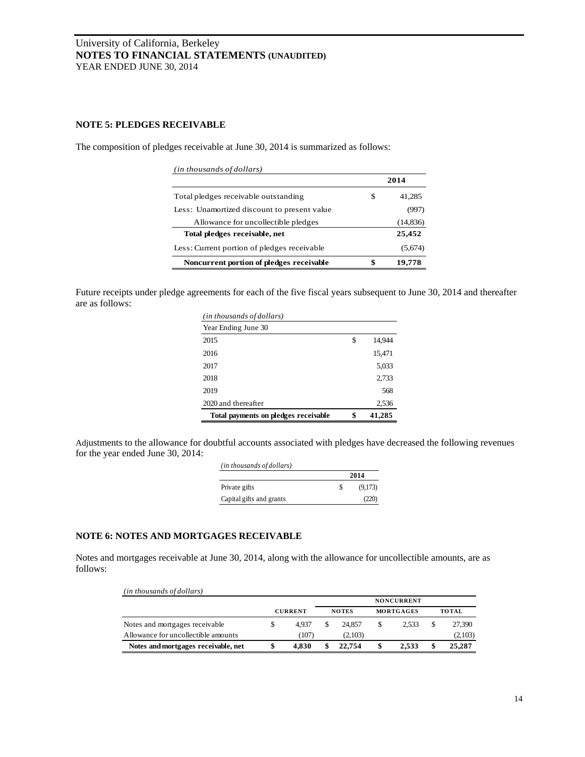University of California, Berkeley
**NOTES TO FINANCIAL STATEMENTS (UNAUDITED)**
YEAR ENDED JUNE 30, 2014

## NOTE 5: PLEDGES RECEIVABLE

The composition of pledges receivable at June 30, 2014 is summarized as follows:

| *(in thousands of dollars)* | 2014 |
|---|---|
| Total pledges receivable outstanding | $ 41,285 |
| Less: Unamortized discount to present value | (997) |
| Allowance for uncollectible pledges | (14,836) |
| **Total pledges receivable, net** | **25,452** |
| Less: Current portion of pledges receivable | (5,674) |
| **Noncurrent portion of pledges receivable** | **$ 19,778** |

Future receipts under pledge agreements for each of the five fiscal years subsequent to June 30, 2014 and thereafter are as follows:

| *(in thousands of dollars)* Year Ending June 30 | |
|---|---|
| 2015 | $ 14,944 |
| 2016 | 15,471 |
| 2017 | 5,033 |
| 2018 | 2,733 |
| 2019 | 568 |
| 2020 and thereafter | 2,536 |
| **Total payments on pledges receivable** | **$ 41,285** |

Adjustments to the allowance for doubtful accounts associated with pledges have decreased the following revenues for the year ended June 30, 2014:

| *(in thousands of dollars)* | 2014 |
|---|---|
| Private gifts | $ (9,173) |
| Capital gifts and grants | (220) |

## NOTE 6: NOTES AND MORTGAGES RECEIVABLE

Notes and mortgages receivable at June 30, 2014, along with the allowance for uncollectible amounts, are as follows:

| *(in thousands of dollars)* | | NONCURRENT | | |
|---|---|---|---|---|
| | CURRENT | NOTES | MORTGAGES | TOTAL |
| Notes and mortgages receivable | $ 4,937 | $ 24,857 | $ 2,533 | $ 27,390 |
| Allowance for uncollectible amounts | (107) | (2,103) | | (2,103) |
| **Notes and mortgages receivable, net** | **$ 4,830** | **$ 22,754** | **$ 2,533** | **$ 25,287** |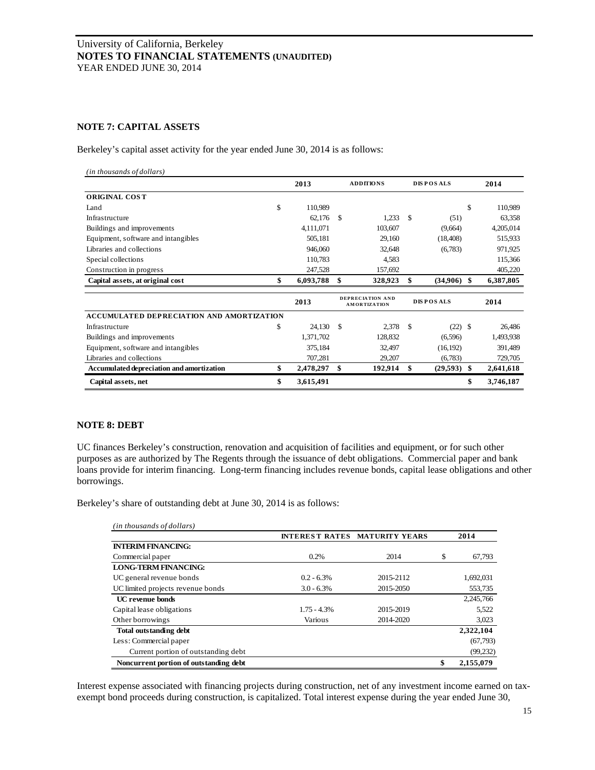University of California, Berkeley
**NOTES TO FINANCIAL STATEMENTS (UNAUDITED)**
YEAR ENDED JUNE 30, 2014

### NOTE 7: CAPITAL ASSETS

Berkeley's capital asset activity for the year ended June 30, 2014 is as follows:

*(in thousands of dollars)*

| | 2013 | ADDITIONS | DISPOSALS | 2014 |
|---|---|---|---|---|
| **ORIGINAL COST** | | | | |
| Land | $ 110,989 | | | $ 110,989 |
| Infrastructure | 62,176 | $ 1,233 | $ (51) | 63,358 |
| Buildings and improvements | 4,111,071 | 103,607 | (9,664) | 4,205,014 |
| Equipment, software and intangibles | 505,181 | 29,160 | (18,408) | 515,933 |
| Libraries and collections | 946,060 | 32,648 | (6,783) | 971,925 |
| Special collections | 110,783 | 4,583 | | 115,366 |
| Construction in progress | 247,528 | 157,692 | | 405,220 |
| **Capital assets, at original cost** | **$ 6,093,788** | **$ 328,923** | **$ (34,906)** | **$ 6,387,805** |

| | 2013 | DEPRECIATION AND AMORTIZATION | DISPOSALS | 2014 |
|---|---|---|---|---|
| **ACCUMULATED DEPRECIATION AND AMORTIZATION** | | | | |
| Infrastructure | $ 24,130 | $ 2,378 | $ (22) | $ 26,486 |
| Buildings and improvements | 1,371,702 | 128,832 | (6,596) | 1,493,938 |
| Equipment, software and intangibles | 375,184 | 32,497 | (16,192) | 391,489 |
| Libraries and collections | 707,281 | 29,207 | (6,783) | 729,705 |
| **Accumulated depreciation and amortization** | **$ 2,478,297** | **$ 192,914** | **$ (29,593)** | **$ 2,641,618** |
| **Capital assets, net** | **$ 3,615,491** | | | **$ 3,746,187** |

### NOTE 8: DEBT

UC finances Berkeley's construction, renovation and acquisition of facilities and equipment, or for such other purposes as are authorized by The Regents through the issuance of debt obligations. Commercial paper and bank loans provide for interim financing. Long-term financing includes revenue bonds, capital lease obligations and other borrowings.

Berkeley's share of outstanding debt at June 30, 2014 is as follows:

*(in thousands of dollars)*

| | INTEREST RATES | MATURITY YEARS | 2014 |
|---|---|---|---|
| **INTERIM FINANCING:** | | | |
| Commercial paper | 0.2% | 2014 | $ 67,793 |
| **LONG-TERM FINANCING:** | | | |
| UC general revenue bonds | 0.2 - 6.3% | 2015-2112 | 1,692,031 |
| UC limited projects revenue bonds | 3.0 - 6.3% | 2015-2050 | 553,735 |
| **UC revenue bonds** | | | 2,245,766 |
| Capital lease obligations | 1.75 - 4.3% | 2015-2019 | 5,522 |
| Other borrowings | Various | 2014-2020 | 3,023 |
| **Total outstanding debt** | | | **2,322,104** |
| Less: Commercial paper | | | (67,793) |
| Current portion of outstanding debt | | | (99,232) |
| **Noncurrent portion of outstanding debt** | | | **$ 2,155,079** |

Interest expense associated with financing projects during construction, net of any investment income earned on tax-exempt bond proceeds during construction, is capitalized. Total interest expense during the year ended June 30,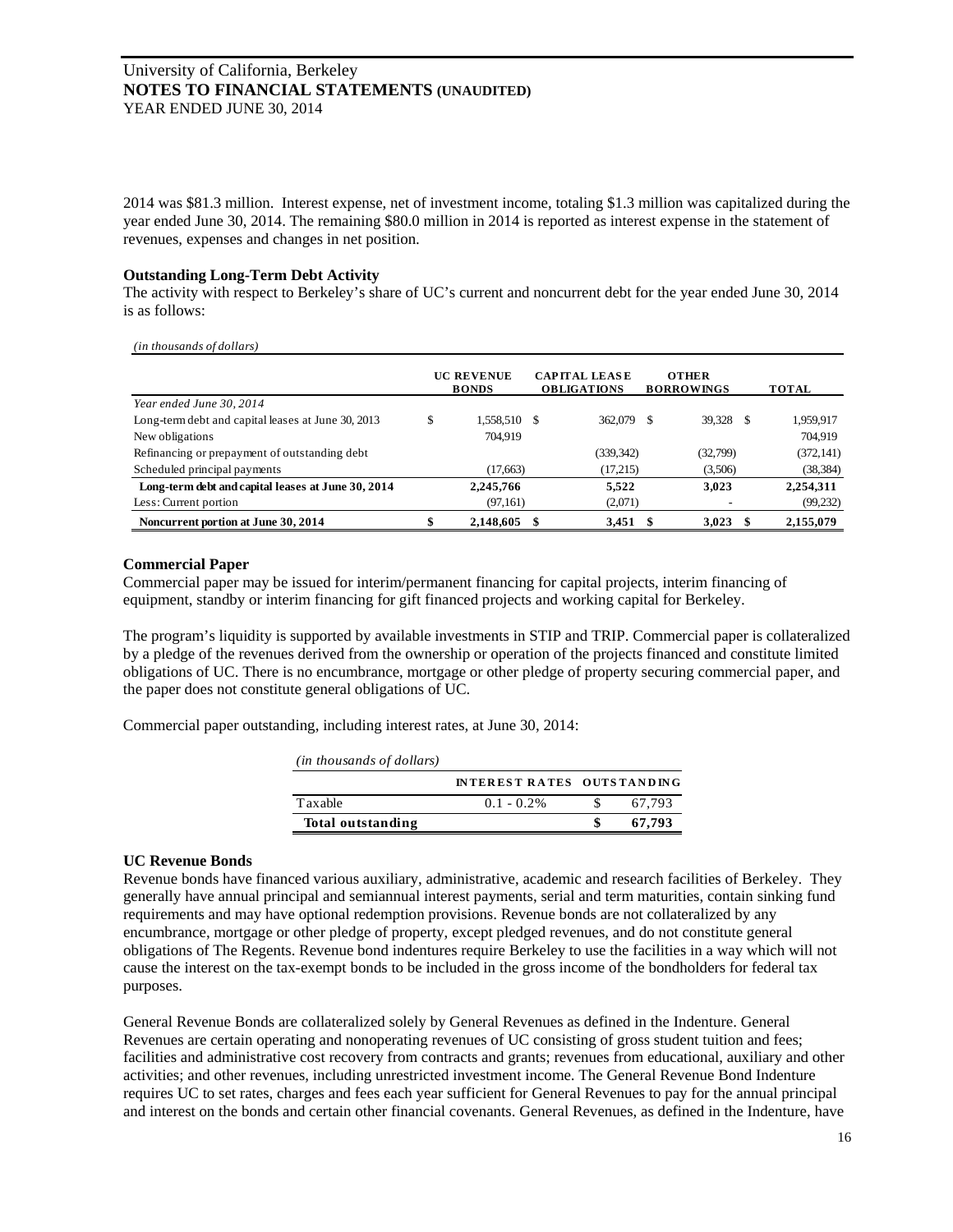2014 was $81.3 million. Interest expense, net of investment income, totaling $1.3 million was capitalized during the year ended June 30, 2014. The remaining $80.0 million in 2014 is reported as interest expense in the statement of revenues, expenses and changes in net position.

**Outstanding Long-Term Debt Activity**

The activity with respect to Berkeley's share of UC's current and noncurrent debt for the year ended June 30, 2014 is as follows:

*(in thousands of dollars)*

| | UC REVENUE BONDS | CAPITAL LEASE OBLIGATIONS | OTHER BORROWINGS | TOTAL |
|---|---|---|---|---|
| *Year ended June 30, 2014* | | | | |
| Long-term debt and capital leases at June 30, 2013 | $ 1,558,510 | $ 362,079 | $ 39,328 | $ 1,959,917 |
| New obligations | 704,919 | | | 704,919 |
| Refinancing or prepayment of outstanding debt | | (339,342) | (32,799) | (372,141) |
| Scheduled principal payments | (17,663) | (17,215) | (3,506) | (38,384) |
| **Long-term debt and capital leases at June 30, 2014** | **2,245,766** | **5,522** | **3,023** | **2,254,311** |
| Less: Current portion | (97,161) | (2,071) | - | (99,232) |
| **Noncurrent portion at June 30, 2014** | **$ 2,148,605** | **$ 3,451** | **$ 3,023** | **$ 2,155,079** |

**Commercial Paper**

Commercial paper may be issued for interim/permanent financing for capital projects, interim financing of equipment, standby or interim financing for gift financed projects and working capital for Berkeley.

The program's liquidity is supported by available investments in STIP and TRIP. Commercial paper is collateralized by a pledge of the revenues derived from the ownership or operation of the projects financed and constitute limited obligations of UC. There is no encumbrance, mortgage or other pledge of property securing commercial paper, and the paper does not constitute general obligations of UC.

Commercial paper outstanding, including interest rates, at June 30, 2014:

*(in thousands of dollars)*

| | INTEREST RATES | OUTSTANDING |
|---|---|---|
| Taxable | 0.1 - 0.2% | $ 67,793 |
| **Total outstanding** | | **$ 67,793** |

**UC Revenue Bonds**

Revenue bonds have financed various auxiliary, administrative, academic and research facilities of Berkeley. They generally have annual principal and semiannual interest payments, serial and term maturities, contain sinking fund requirements and may have optional redemption provisions. Revenue bonds are not collateralized by any encumbrance, mortgage or other pledge of property, except pledged revenues, and do not constitute general obligations of The Regents. Revenue bond indentures require Berkeley to use the facilities in a way which will not cause the interest on the tax-exempt bonds to be included in the gross income of the bondholders for federal tax purposes.

General Revenue Bonds are collateralized solely by General Revenues as defined in the Indenture. General Revenues are certain operating and nonoperating revenues of UC consisting of gross student tuition and fees; facilities and administrative cost recovery from contracts and grants; revenues from educational, auxiliary and other activities; and other revenues, including unrestricted investment income. The General Revenue Bond Indenture requires UC to set rates, charges and fees each year sufficient for General Revenues to pay for the annual principal and interest on the bonds and certain other financial covenants. General Revenues, as defined in the Indenture, have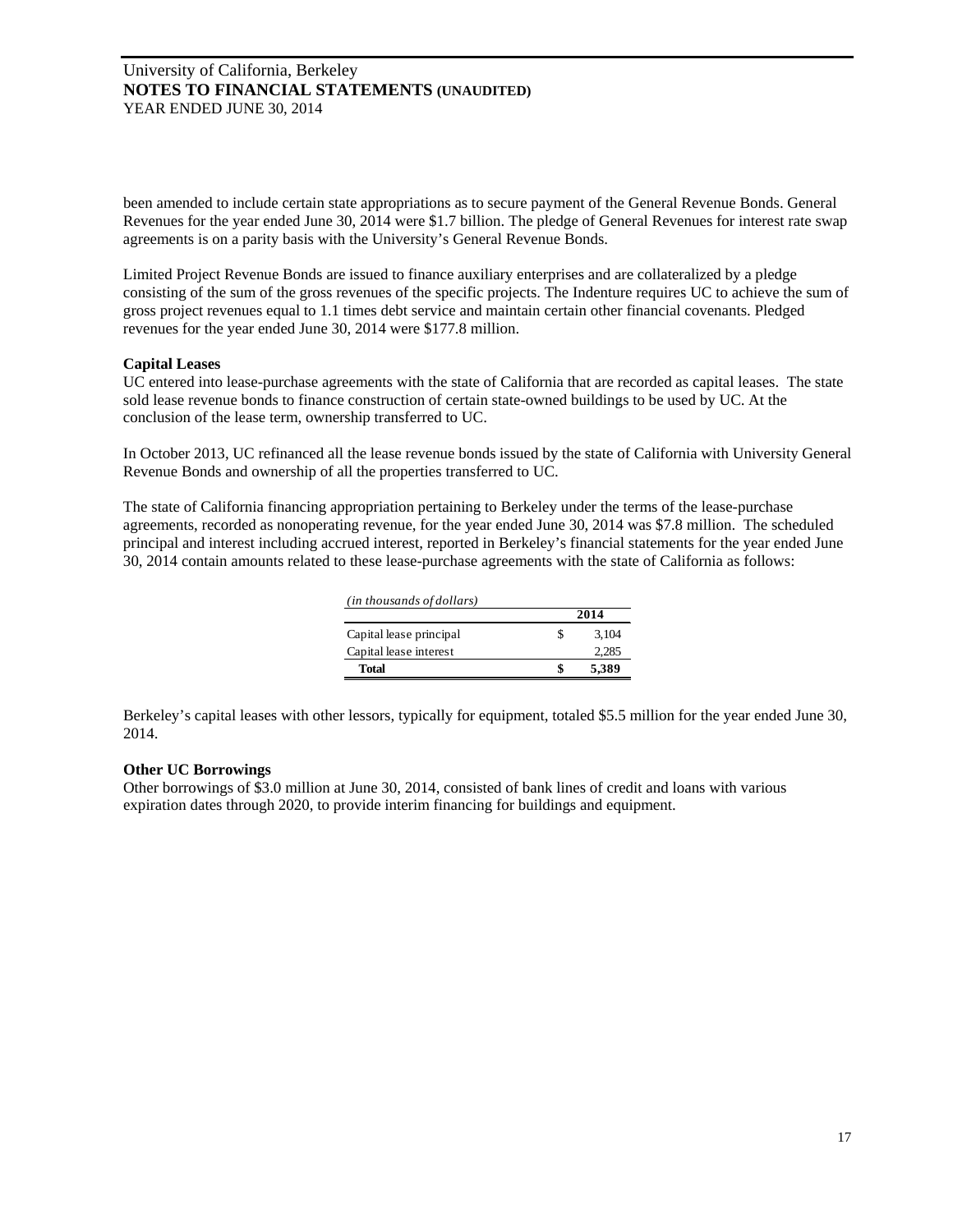been amended to include certain state appropriations as to secure payment of the General Revenue Bonds. General Revenues for the year ended June 30, 2014 were $1.7 billion. The pledge of General Revenues for interest rate swap agreements is on a parity basis with the University's General Revenue Bonds.

Limited Project Revenue Bonds are issued to finance auxiliary enterprises and are collateralized by a pledge consisting of the sum of the gross revenues of the specific projects. The Indenture requires UC to achieve the sum of gross project revenues equal to 1.1 times debt service and maintain certain other financial covenants. Pledged revenues for the year ended June 30, 2014 were $177.8 million.

**Capital Leases**

UC entered into lease-purchase agreements with the state of California that are recorded as capital leases. The state sold lease revenue bonds to finance construction of certain state-owned buildings to be used by UC. At the conclusion of the lease term, ownership transferred to UC.

In October 2013, UC refinanced all the lease revenue bonds issued by the state of California with University General Revenue Bonds and ownership of all the properties transferred to UC.

The state of California financing appropriation pertaining to Berkeley under the terms of the lease-purchase agreements, recorded as nonoperating revenue, for the year ended June 30, 2014 was $7.8 million. The scheduled principal and interest including accrued interest, reported in Berkeley's financial statements for the year ended June 30, 2014 contain amounts related to these lease-purchase agreements with the state of California as follows:

*(in thousands of dollars)*

| | 2014 |
|---|---|
| Capital lease principal | $ 3,104 |
| Capital lease interest | 2,285 |
| **Total** | **$ 5,389** |

Berkeley's capital leases with other lessors, typically for equipment, totaled $5.5 million for the year ended June 30, 2014.

**Other UC Borrowings**

Other borrowings of $3.0 million at June 30, 2014, consisted of bank lines of credit and loans with various expiration dates through 2020, to provide interim financing for buildings and equipment.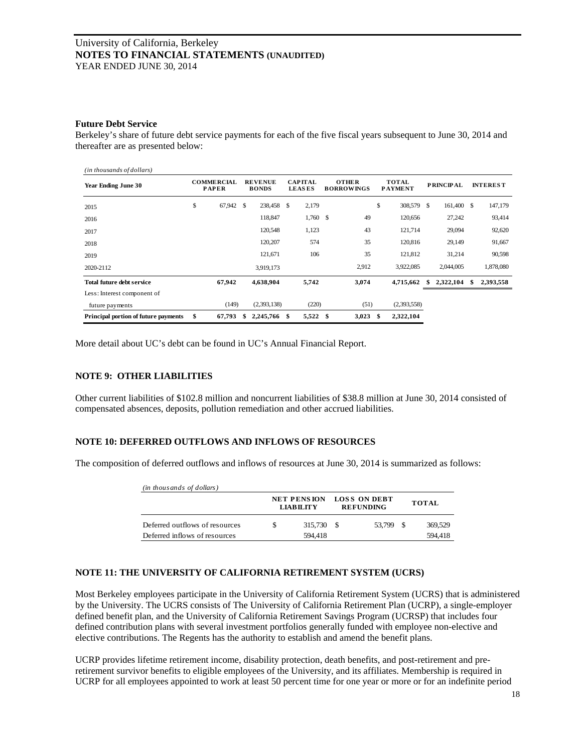## Future Debt Service

Berkeley's share of future debt service payments for each of the five fiscal years subsequent to June 30, 2014 and thereafter are as presented below:

*(in thousands of dollars)*

| Year Ending June 30 | COMMERCIAL PAPER | REVENUE BONDS | CAPITAL LEASES | OTHER BORROWINGS | TOTAL PAYMENT | PRINCIPAL | INTEREST |
|---|---|---|---|---|---|---|---|
| 2015 | $ 67,942 | $ 238,458 | $ 2,179 | | $ 308,579 | $ 161,400 | $ 147,179 |
| 2016 | | 118,847 | 1,760 | $ 49 | 120,656 | 27,242 | 93,414 |
| 2017 | | 120,548 | 1,123 | 43 | 121,714 | 29,094 | 92,620 |
| 2018 | | 120,207 | 574 | 35 | 120,816 | 29,149 | 91,667 |
| 2019 | | 121,671 | 106 | 35 | 121,812 | 31,214 | 90,598 |
| 2020-2112 | | 3,919,173 | | 2,912 | 3,922,085 | 2,044,005 | 1,878,080 |
| **Total future debt service** | **67,942** | **4,638,904** | **5,742** | **3,074** | **4,715,662** | **$ 2,322,104** | **$ 2,393,558** |
| Less: Interest component of future payments | (149) | (2,393,138) | (220) | (51) | (2,393,558) | | |
| **Principal portion of future payments** | **$ 67,793** | **$ 2,245,766** | **$ 5,522** | **$ 3,023** | **$ 2,322,104** | | |

More detail about UC's debt can be found in UC's Annual Financial Report.

## NOTE 9: OTHER LIABILITIES

Other current liabilities of $102.8 million and noncurrent liabilities of $38.8 million at June 30, 2014 consisted of compensated absences, deposits, pollution remediation and other accrued liabilities.

## NOTE 10: DEFERRED OUTFLOWS AND INFLOWS OF RESOURCES

The composition of deferred outflows and inflows of resources at June 30, 2014 is summarized as follows:

*(in thousands of dollars)*

| | NET PENSION LIABILITY | LOSS ON DEBT REFUNDING | TOTAL |
|---|---|---|---|
| Deferred outflows of resources | $ 315,730 | $ 53,799 | $ 369,529 |
| Deferred inflows of resources | 594,418 | | 594,418 |

## NOTE 11: THE UNIVERSITY OF CALIFORNIA RETIREMENT SYSTEM (UCRS)

Most Berkeley employees participate in the University of California Retirement System (UCRS) that is administered by the University. The UCRS consists of The University of California Retirement Plan (UCRP), a single-employer defined benefit plan, and the University of California Retirement Savings Program (UCRSP) that includes four defined contribution plans with several investment portfolios generally funded with employee non-elective and elective contributions. The Regents has the authority to establish and amend the benefit plans.

UCRP provides lifetime retirement income, disability protection, death benefits, and post-retirement and pre-retirement survivor benefits to eligible employees of the University, and its affiliates. Membership is required in UCRP for all employees appointed to work at least 50 percent time for one year or more or for an indefinite period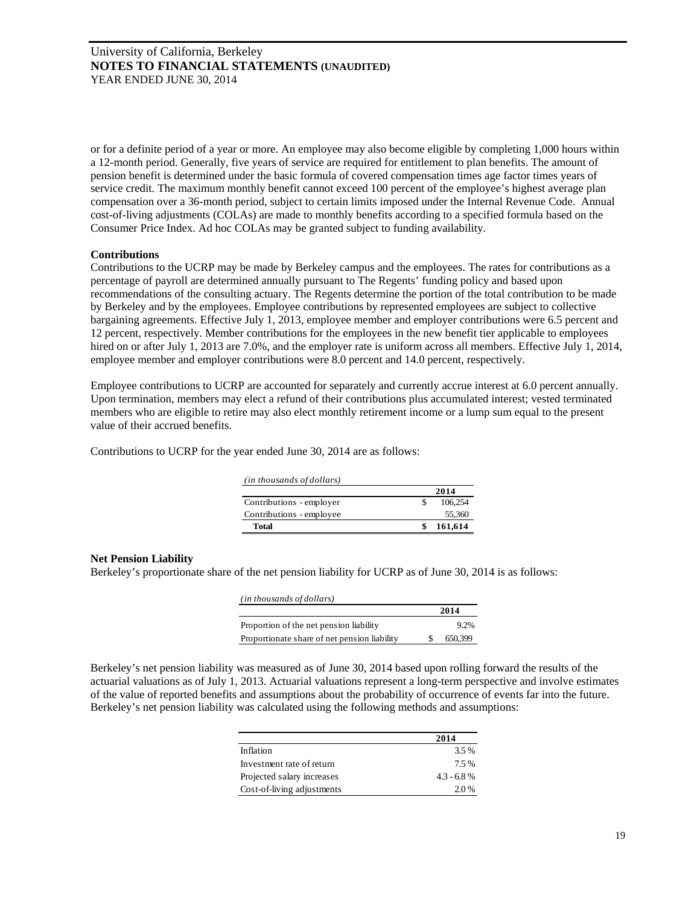or for a definite period of a year or more. An employee may also become eligible by completing 1,000 hours within a 12-month period. Generally, five years of service are required for entitlement to plan benefits. The amount of pension benefit is determined under the basic formula of covered compensation times age factor times years of service credit. The maximum monthly benefit cannot exceed 100 percent of the employee's highest average plan compensation over a 36-month period, subject to certain limits imposed under the Internal Revenue Code. Annual cost-of-living adjustments (COLAs) are made to monthly benefits according to a specified formula based on the Consumer Price Index. Ad hoc COLAs may be granted subject to funding availability.

**Contributions**

Contributions to the UCRP may be made by Berkeley campus and the employees. The rates for contributions as a percentage of payroll are determined annually pursuant to The Regents' funding policy and based upon recommendations of the consulting actuary. The Regents determine the portion of the total contribution to be made by Berkeley and by the employees. Employee contributions by represented employees are subject to collective bargaining agreements. Effective July 1, 2013, employee member and employer contributions were 6.5 percent and 12 percent, respectively. Member contributions for the employees in the new benefit tier applicable to employees hired on or after July 1, 2013 are 7.0%, and the employer rate is uniform across all members. Effective July 1, 2014, employee member and employer contributions were 8.0 percent and 14.0 percent, respectively.

Employee contributions to UCRP are accounted for separately and currently accrue interest at 6.0 percent annually. Upon termination, members may elect a refund of their contributions plus accumulated interest; vested terminated members who are eligible to retire may also elect monthly retirement income or a lump sum equal to the present value of their accrued benefits.

Contributions to UCRP for the year ended June 30, 2014 are as follows:

| *(in thousands of dollars)* | 2014 |
|---|---|
| Contributions - employer | $ 106,254 |
| Contributions - employee | 55,360 |
| **Total** | **$ 161,614** |

**Net Pension Liability**

Berkeley's proportionate share of the net pension liability for UCRP as of June 30, 2014 is as follows:

| *(in thousands of dollars)* | 2014 |
|---|---|
| Proportion of the net pension liability | 9.2% |
| Proportionate share of net pension liability | $ 650,399 |

Berkeley's net pension liability was measured as of June 30, 2014 based upon rolling forward the results of the actuarial valuations as of July 1, 2013. Actuarial valuations represent a long-term perspective and involve estimates of the value of reported benefits and assumptions about the probability of occurrence of events far into the future. Berkeley's net pension liability was calculated using the following methods and assumptions:

| | 2014 |
|---|---|
| Inflation | 3.5 % |
| Investment rate of return | 7.5 % |
| Projected salary increases | 4.3 - 6.8 % |
| Cost-of-living adjustments | 2.0 % |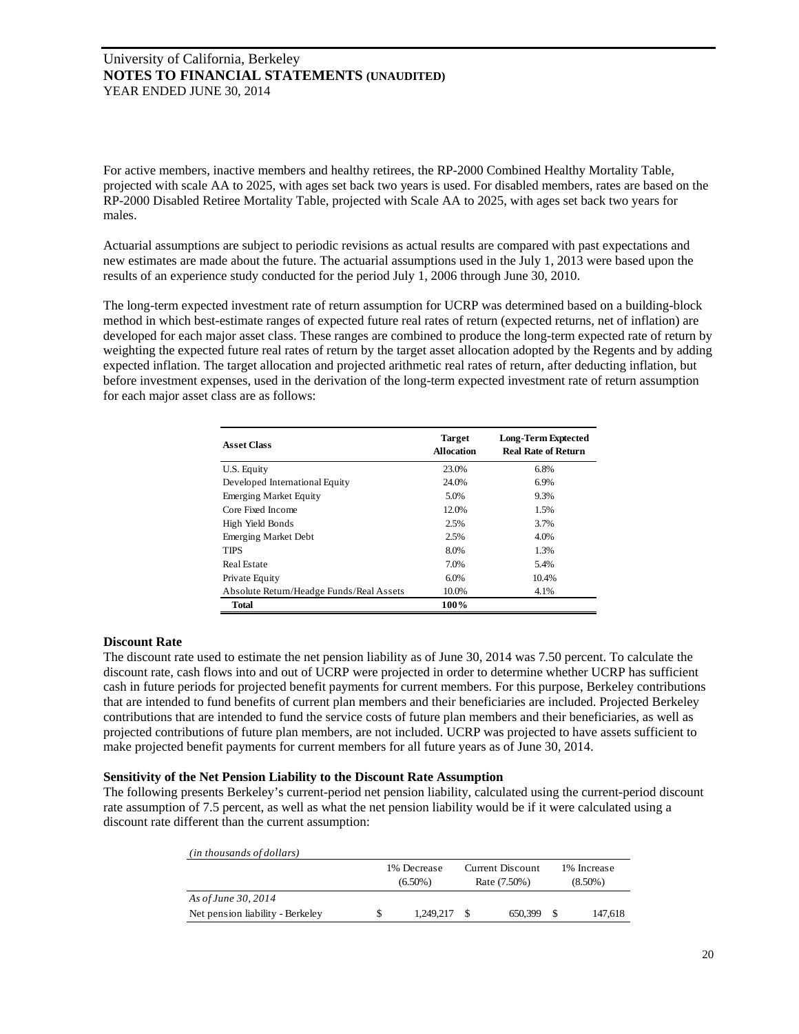For active members, inactive members and healthy retirees, the RP-2000 Combined Healthy Mortality Table, projected with scale AA to 2025, with ages set back two years is used. For disabled members, rates are based on the RP-2000 Disabled Retiree Mortality Table, projected with Scale AA to 2025, with ages set back two years for males.

Actuarial assumptions are subject to periodic revisions as actual results are compared with past expectations and new estimates are made about the future. The actuarial assumptions used in the July 1, 2013 were based upon the results of an experience study conducted for the period July 1, 2006 through June 30, 2010.

The long-term expected investment rate of return assumption for UCRP was determined based on a building-block method in which best-estimate ranges of expected future real rates of return (expected returns, net of inflation) are developed for each major asset class. These ranges are combined to produce the long-term expected rate of return by weighting the expected future real rates of return by the target asset allocation adopted by the Regents and by adding expected inflation. The target allocation and projected arithmetic real rates of return, after deducting inflation, but before investment expenses, used in the derivation of the long-term expected investment rate of return assumption for each major asset class are as follows:

| Asset Class | Target Allocation | Long-Term Exptected Real Rate of Return |
|---|---|---|
| U.S. Equity | 23.0% | 6.8% |
| Developed International Equity | 24.0% | 6.9% |
| Emerging Market Equity | 5.0% | 9.3% |
| Core Fixed Income | 12.0% | 1.5% |
| High Yield Bonds | 2.5% | 3.7% |
| Emerging Market Debt | 2.5% | 4.0% |
| TIPS | 8.0% | 1.3% |
| Real Estate | 7.0% | 5.4% |
| Private Equity | 6.0% | 10.4% |
| Absolute Return/Headge Funds/Real Assets | 10.0% | 4.1% |
| **Total** | **100%** | |

**Discount Rate**

The discount rate used to estimate the net pension liability as of June 30, 2014 was 7.50 percent. To calculate the discount rate, cash flows into and out of UCRP were projected in order to determine whether UCRP has sufficient cash in future periods for projected benefit payments for current members. For this purpose, Berkeley contributions that are intended to fund benefits of current plan members and their beneficiaries are included. Projected Berkeley contributions that are intended to fund the service costs of future plan members and their beneficiaries, as well as projected contributions of future plan members, are not included. UCRP was projected to have assets sufficient to make projected benefit payments for current members for all future years as of June 30, 2014.

**Sensitivity of the Net Pension Liability to the Discount Rate Assumption**

The following presents Berkeley's current-period net pension liability, calculated using the current-period discount rate assumption of 7.5 percent, as well as what the net pension liability would be if it were calculated using a discount rate different than the current assumption:

*(in thousands of dollars)*

| | 1% Decrease (6.50%) | Current Discount Rate (7.50%) | 1% Increase (8.50%) |
|---|---|---|---|
| *As of June 30, 2014* | | | |
| Net pension liability - Berkeley | $ 1,249,217 | $ 650,399 | $ 147,618 |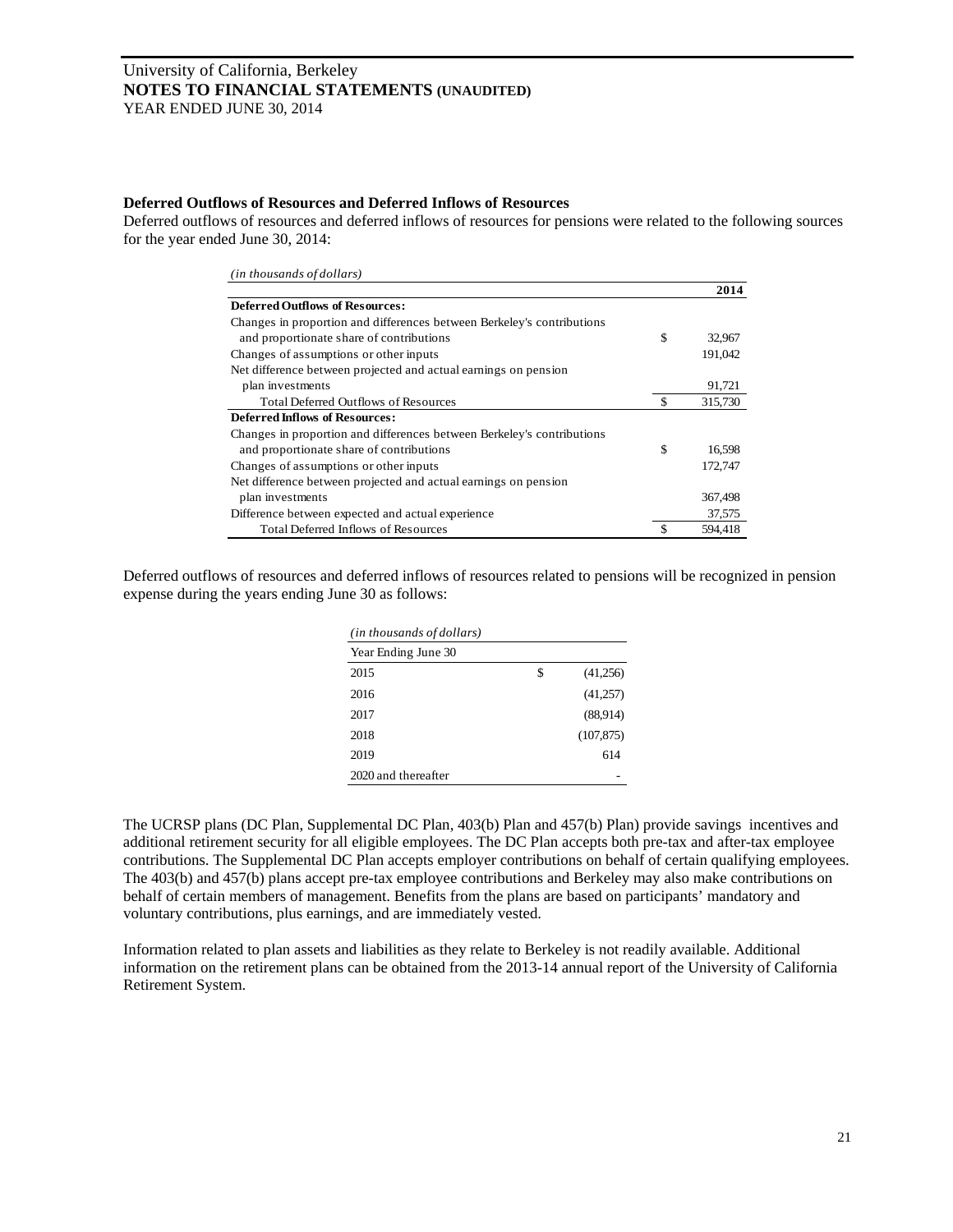University of California, Berkeley
**NOTES TO FINANCIAL STATEMENTS (UNAUDITED)**
YEAR ENDED JUNE 30, 2014

### Deferred Outflows of Resources and Deferred Inflows of Resources

Deferred outflows of resources and deferred inflows of resources for pensions were related to the following sources for the year ended June 30, 2014:

*(in thousands of dollars)*

| | | 2014 |
|---|---|---|
| **Deferred Outflows of Resources:** | | |
| Changes in proportion and differences between Berkeley's contributions and proportionate share of contributions | $ | 32,967 |
| Changes of assumptions or other inputs | | 191,042 |
| Net difference between projected and actual earnings on pension plan investments | | 91,721 |
| Total Deferred Outflows of Resources | $ | 315,730 |
| **Deferred Inflows of Resources:** | | |
| Changes in proportion and differences between Berkeley's contributions and proportionate share of contributions | $ | 16,598 |
| Changes of assumptions or other inputs | | 172,747 |
| Net difference between projected and actual earnings on pension plan investments | | 367,498 |
| Difference between expected and actual experience | | 37,575 |
| Total Deferred Inflows of Resources | $ | 594,418 |

Deferred outflows of resources and deferred inflows of resources related to pensions will be recognized in pension expense during the years ending June 30 as follows:

*(in thousands of dollars)*

| Year Ending June 30 | | |
|---|---|---|
| 2015 | $ | (41,256) |
| 2016 | | (41,257) |
| 2017 | | (88,914) |
| 2018 | | (107,875) |
| 2019 | | 614 |
| 2020 and thereafter | | - |

The UCRSP plans (DC Plan, Supplemental DC Plan, 403(b) Plan and 457(b) Plan) provide savings incentives and additional retirement security for all eligible employees. The DC Plan accepts both pre-tax and after-tax employee contributions. The Supplemental DC Plan accepts employer contributions on behalf of certain qualifying employees. The 403(b) and 457(b) plans accept pre-tax employee contributions and Berkeley may also make contributions on behalf of certain members of management. Benefits from the plans are based on participants' mandatory and voluntary contributions, plus earnings, and are immediately vested.

Information related to plan assets and liabilities as they relate to Berkeley is not readily available. Additional information on the retirement plans can be obtained from the 2013-14 annual report of the University of California Retirement System.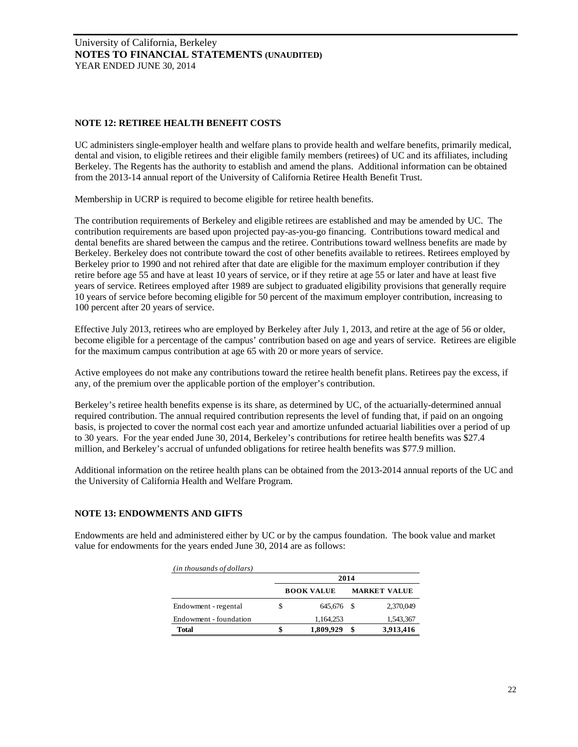## NOTE 12: RETIREE HEALTH BENEFIT COSTS

UC administers single-employer health and welfare plans to provide health and welfare benefits, primarily medical, dental and vision, to eligible retirees and their eligible family members (retirees) of UC and its affiliates, including Berkeley. The Regents has the authority to establish and amend the plans. Additional information can be obtained from the 2013-14 annual report of the University of California Retiree Health Benefit Trust.

Membership in UCRP is required to become eligible for retiree health benefits.

The contribution requirements of Berkeley and eligible retirees are established and may be amended by UC. The contribution requirements are based upon projected pay-as-you-go financing. Contributions toward medical and dental benefits are shared between the campus and the retiree. Contributions toward wellness benefits are made by Berkeley. Berkeley does not contribute toward the cost of other benefits available to retirees. Retirees employed by Berkeley prior to 1990 and not rehired after that date are eligible for the maximum employer contribution if they retire before age 55 and have at least 10 years of service, or if they retire at age 55 or later and have at least five years of service. Retirees employed after 1989 are subject to graduated eligibility provisions that generally require 10 years of service before becoming eligible for 50 percent of the maximum employer contribution, increasing to 100 percent after 20 years of service.

Effective July 2013, retirees who are employed by Berkeley after July 1, 2013, and retire at the age of 56 or older, become eligible for a percentage of the campus' contribution based on age and years of service. Retirees are eligible for the maximum campus contribution at age 65 with 20 or more years of service.

Active employees do not make any contributions toward the retiree health benefit plans. Retirees pay the excess, if any, of the premium over the applicable portion of the employer's contribution.

Berkeley's retiree health benefits expense is its share, as determined by UC, of the actuarially-determined annual required contribution. The annual required contribution represents the level of funding that, if paid on an ongoing basis, is projected to cover the normal cost each year and amortize unfunded actuarial liabilities over a period of up to 30 years. For the year ended June 30, 2014, Berkeley's contributions for retiree health benefits was $27.4 million, and Berkeley's accrual of unfunded obligations for retiree health benefits was $77.9 million.

Additional information on the retiree health plans can be obtained from the 2013-2014 annual reports of the UC and the University of California Health and Welfare Program.

## NOTE 13: ENDOWMENTS AND GIFTS

Endowments are held and administered either by UC or by the campus foundation. The book value and market value for endowments for the years ended June 30, 2014 are as follows:

*(in thousands of dollars)*

| | 2014 | |
|---|---|---|
| | **BOOK VALUE** | **MARKET VALUE** |
| Endowment - regental | $ 645,676 | $ 2,370,049 |
| Endowment - foundation | 1,164,253 | 1,543,367 |
| **Total** | **$ 1,809,929** | **$ 3,913,416** |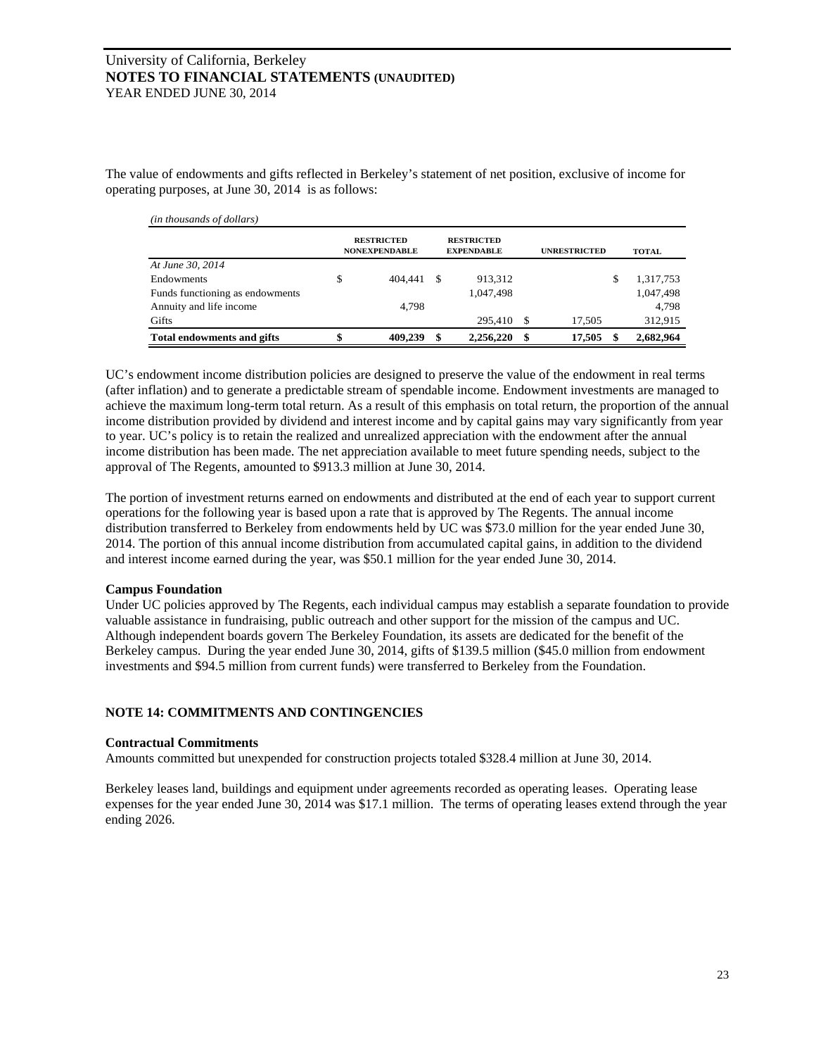The value of endowments and gifts reflected in Berkeley's statement of net position, exclusive of income for operating purposes, at June 30, 2014 is as follows:

*(in thousands of dollars)*

| | RESTRICTED NONEXPENDABLE | RESTRICTED EXPENDABLE | UNRESTRICTED | TOTAL |
|---|---|---|---|---|
| *At June 30, 2014* | | | | |
| Endowments | $ 404,441 | $ 913,312 | | $ 1,317,753 |
| Funds functioning as endowments | | 1,047,498 | | 1,047,498 |
| Annuity and life income | 4,798 | | | 4,798 |
| Gifts | | 295,410 | $ 17,505 | 312,915 |
| **Total endowments and gifts** | **$ 409,239** | **$ 2,256,220** | **$ 17,505** | **$ 2,682,964** |

UC's endowment income distribution policies are designed to preserve the value of the endowment in real terms (after inflation) and to generate a predictable stream of spendable income. Endowment investments are managed to achieve the maximum long-term total return. As a result of this emphasis on total return, the proportion of the annual income distribution provided by dividend and interest income and by capital gains may vary significantly from year to year. UC's policy is to retain the realized and unrealized appreciation with the endowment after the annual income distribution has been made. The net appreciation available to meet future spending needs, subject to the approval of The Regents, amounted to $913.3 million at June 30, 2014.

The portion of investment returns earned on endowments and distributed at the end of each year to support current operations for the following year is based upon a rate that is approved by The Regents. The annual income distribution transferred to Berkeley from endowments held by UC was $73.0 million for the year ended June 30, 2014. The portion of this annual income distribution from accumulated capital gains, in addition to the dividend and interest income earned during the year, was $50.1 million for the year ended June 30, 2014.

**Campus Foundation**

Under UC policies approved by The Regents, each individual campus may establish a separate foundation to provide valuable assistance in fundraising, public outreach and other support for the mission of the campus and UC. Although independent boards govern The Berkeley Foundation, its assets are dedicated for the benefit of the Berkeley campus. During the year ended June 30, 2014, gifts of $139.5 million ($45.0 million from endowment investments and $94.5 million from current funds) were transferred to Berkeley from the Foundation.

## NOTE 14: COMMITMENTS AND CONTINGENCIES

**Contractual Commitments**

Amounts committed but unexpended for construction projects totaled $328.4 million at June 30, 2014.

Berkeley leases land, buildings and equipment under agreements recorded as operating leases. Operating lease expenses for the year ended June 30, 2014 was $17.1 million. The terms of operating leases extend through the year ending 2026.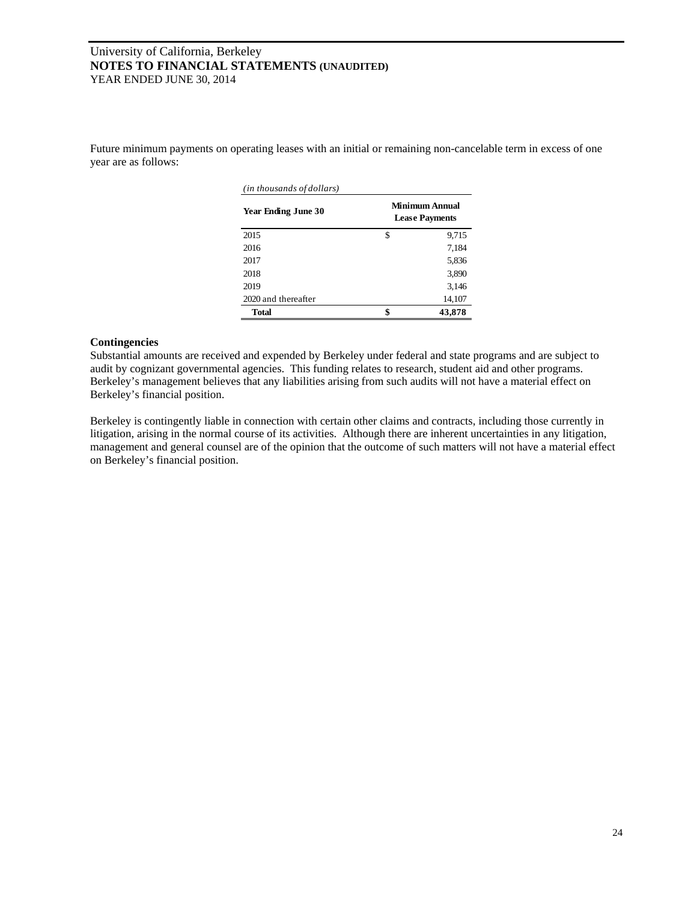Future minimum payments on operating leases with an initial or remaining non-cancelable term in excess of one year are as follows:

*(in thousands of dollars)*

| Year Ending June 30 | Minimum Annual Lease Payments |
|---|---|
| 2015 | $ 9,715 |
| 2016 | 7,184 |
| 2017 | 5,836 |
| 2018 | 3,890 |
| 2019 | 3,146 |
| 2020 and thereafter | 14,107 |
| **Total** | **$ 43,878** |

**Contingencies**

Substantial amounts are received and expended by Berkeley under federal and state programs and are subject to audit by cognizant governmental agencies. This funding relates to research, student aid and other programs. Berkeley's management believes that any liabilities arising from such audits will not have a material effect on Berkeley's financial position.

Berkeley is contingently liable in connection with certain other claims and contracts, including those currently in litigation, arising in the normal course of its activities. Although there are inherent uncertainties in any litigation, management and general counsel are of the opinion that the outcome of such matters will not have a material effect on Berkeley's financial position.